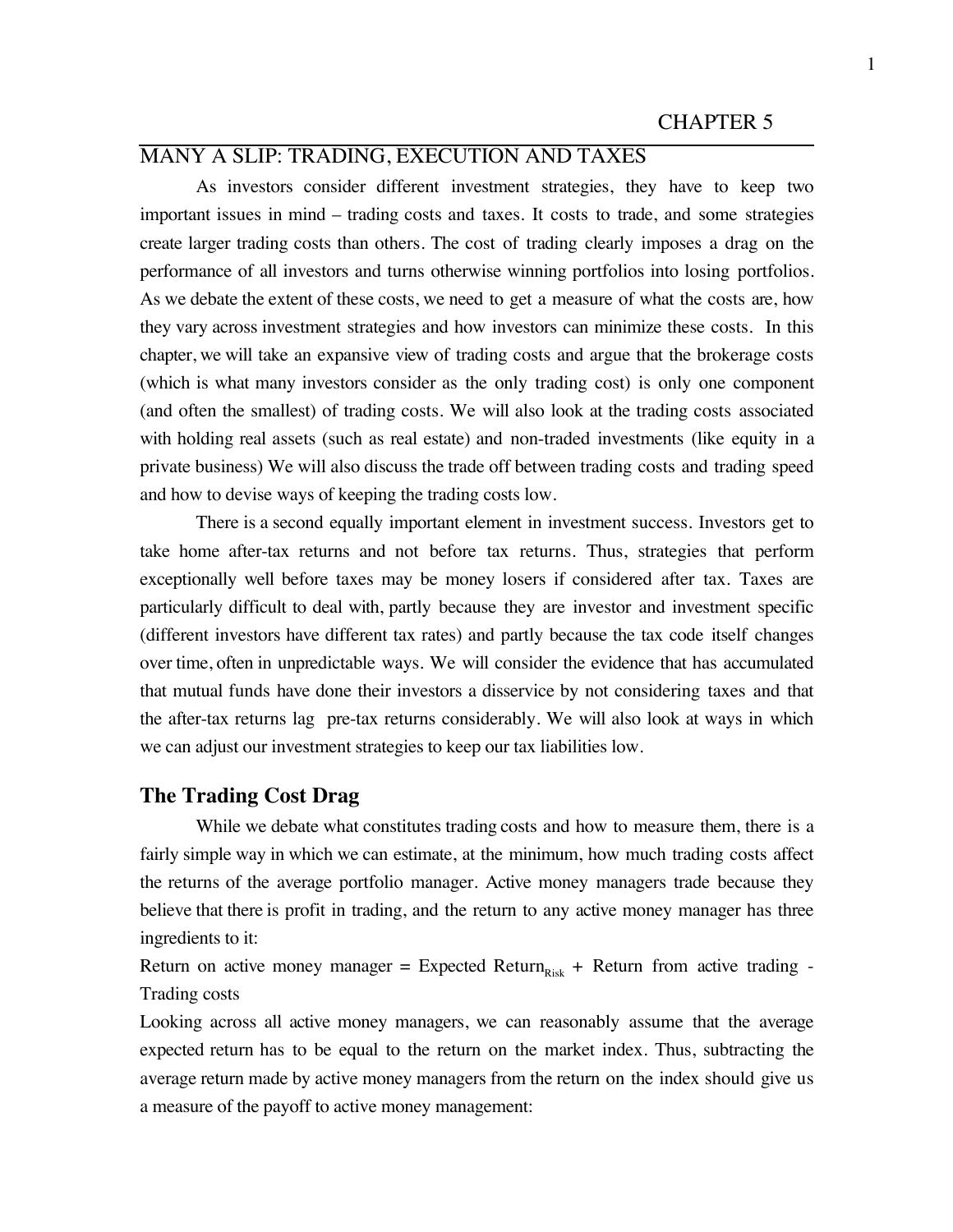# CHAPTER 5

## MANY A SLIP: TRADING, EXECUTION AND TAXES

As investors consider different investment strategies, they have to keep two important issues in mind – trading costs and taxes. It costs to trade, and some strategies create larger trading costs than others. The cost of trading clearly imposes a drag on the performance of all investors and turns otherwise winning portfolios into losing portfolios. As we debate the extent of these costs, we need to get a measure of what the costs are, how they vary across investment strategies and how investors can minimize these costs. In this chapter, we will take an expansive view of trading costs and argue that the brokerage costs (which is what many investors consider as the only trading cost) is only one component (and often the smallest) of trading costs. We will also look at the trading costs associated with holding real assets (such as real estate) and non-traded investments (like equity in a private business) We will also discuss the trade off between trading costs and trading speed and how to devise ways of keeping the trading costs low.

There is a second equally important element in investment success. Investors get to take home after-tax returns and not before tax returns. Thus, strategies that perform exceptionally well before taxes may be money losers if considered after tax. Taxes are particularly difficult to deal with, partly because they are investor and investment specific (different investors have different tax rates) and partly because the tax code itself changes over time, often in unpredictable ways. We will consider the evidence that has accumulated that mutual funds have done their investors a disservice by not considering taxes and that the after-tax returns lag pre-tax returns considerably. We will also look at ways in which we can adjust our investment strategies to keep our tax liabilities low.

### The Trading Cost Drag

While we debate what constitutes trading costs and how to measure them, there is a fairly simple way in which we can estimate, at the minimum, how much trading costs affect the returns of the average portfolio manager. Active money managers trade because they believe that there is profit in trading, and the return to any active money manager has three ingredients to it:

Return on active money manager = Expected $\text{Return}_{\text{Risk}}$ + Return from active trading - Trading costs

Looking across all active money managers, we can reasonably assume that the average expected return has to be equal to the return on the market index. Thus, subtracting the average return made by active money managers from the return on the index should give us a measure of the payoff to active money management: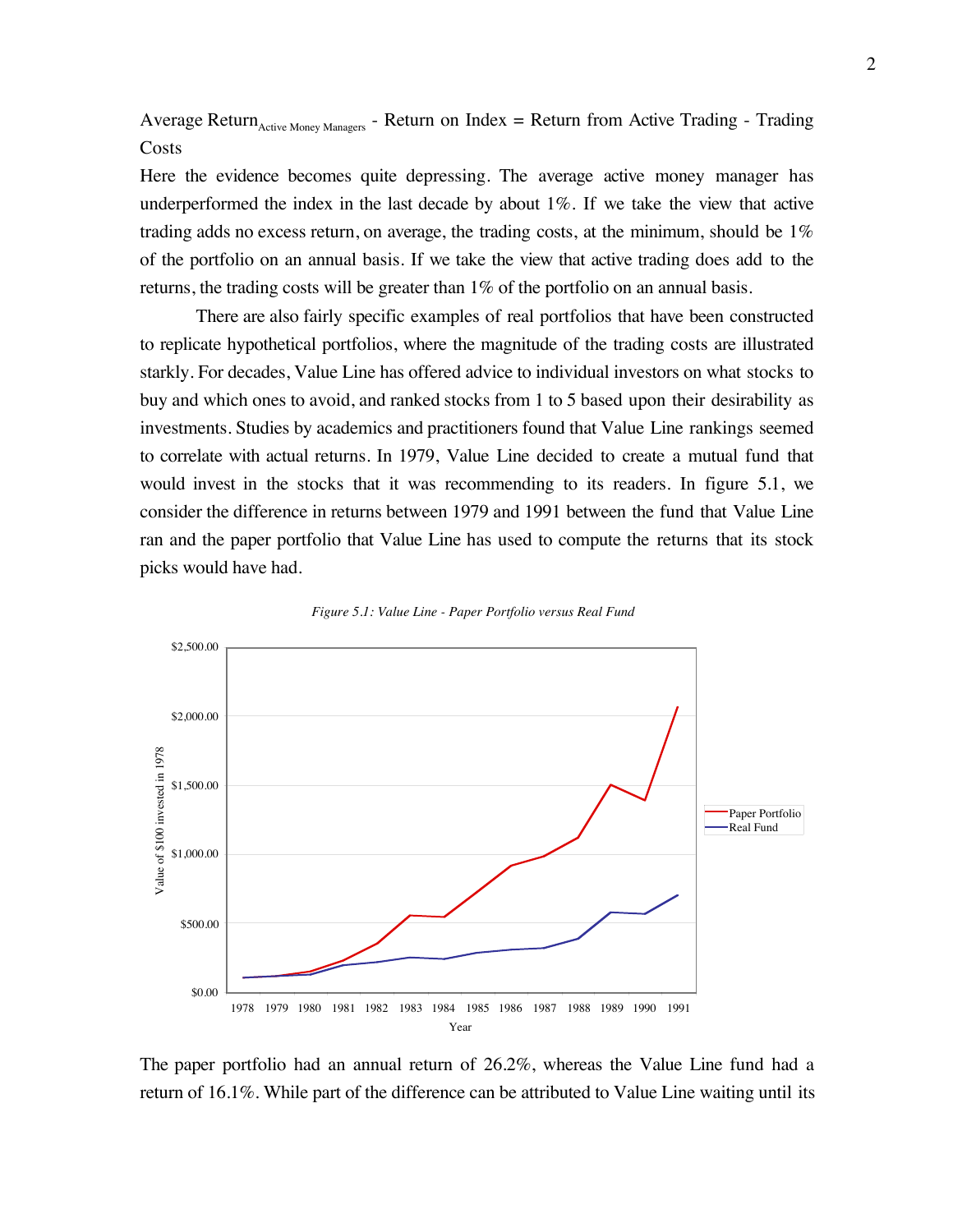$\text{Average Return}_{\text{Active Money Managers}} - \text{Return on Index} = \text{Return from Active Trading} - \text{Trading Costs}$

Here the evidence becomes quite depressing. The average active money manager has underperformed the index in the last decade by about 1%. If we take the view that active trading adds no excess return, on average, the trading costs, at the minimum, should be 1% of the portfolio on an annual basis. If we take the view that active trading does add to the returns, the trading costs will be greater than 1% of the portfolio on an annual basis.

There are also fairly specific examples of real portfolios that have been constructed to replicate hypothetical portfolios, where the magnitude of the trading costs are illustrated starkly. For decades, Value Line has offered advice to individual investors on what stocks to buy and which ones to avoid, and ranked stocks from 1 to 5 based upon their desirability as investments. Studies by academics and practitioners found that Value Line rankings seemed to correlate with actual returns. In 1979, Value Line decided to create a mutual fund that would invest in the stocks that it was recommending to its readers. In figure 5.1, we consider the difference in returns between 1979 and 1991 between the fund that Value Line ran and the paper portfolio that Value Line has used to compute the returns that its stock picks would have had.

*Figure 5.1: Value Line - Paper Portfolio versus Real Fund*

The paper portfolio had an annual return of 26.2%, whereas the Value Line fund had a return of 16.1%. While part of the difference can be attributed to Value Line waiting until its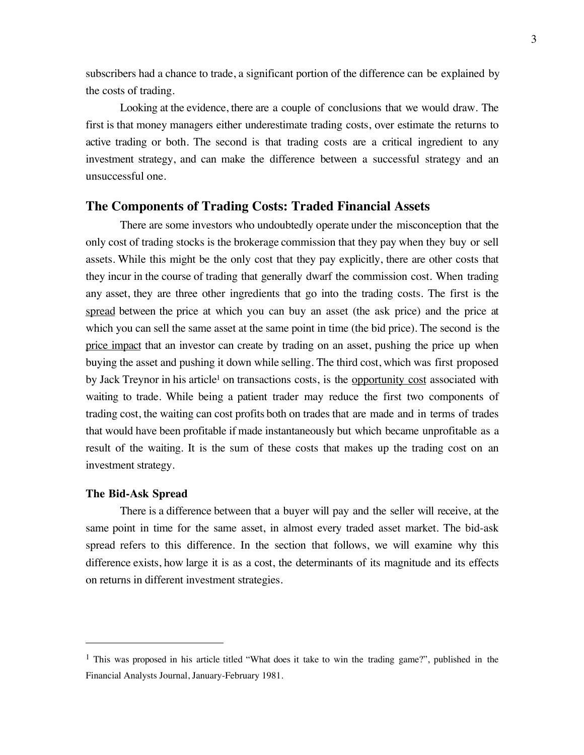subscribers had a chance to trade, a significant portion of the difference can be explained by the costs of trading.

Looking at the evidence, there are a couple of conclusions that we would draw. The first is that money managers either underestimate trading costs, over estimate the returns to active trading or both. The second is that trading costs are a critical ingredient to any investment strategy, and can make the difference between a successful strategy and an unsuccessful one.

## The Components of Trading Costs: Traded Financial Assets

There are some investors who undoubtedly operate under the misconception that the only cost of trading stocks is the brokerage commission that they pay when they buy or sell assets. While this might be the only cost that they pay explicitly, there are other costs that they incur in the course of trading that generally dwarf the commission cost. When trading any asset, they are three other ingredients that go into the trading costs. The first is the spread between the price at which you can buy an asset (the ask price) and the price at which you can sell the same asset at the same point in time (the bid price). The second is the price impact that an investor can create by trading on an asset, pushing the price up when buying the asset and pushing it down while selling. The third cost, which was first proposed by Jack Treynor in his article[1] on transactions costs, is the opportunity cost associated with waiting to trade. While being a patient trader may reduce the first two components of trading cost, the waiting can cost profits both on trades that are made and in terms of trades that would have been profitable if made instantaneously but which became unprofitable as a result of the waiting. It is the sum of these costs that makes up the trading cost on an investment strategy.

### The Bid-Ask Spread

There is a difference between that a buyer will pay and the seller will receive, at the same point in time for the same asset, in almost every traded asset market. The bid-ask spread refers to this difference. In the section that follows, we will examine why this difference exists, how large it is as a cost, the determinants of its magnitude and its effects on returns in different investment strategies.

---

[1] This was proposed in his article titled "What does it take to win the trading game?", published in the Financial Analysts Journal, January-February 1981.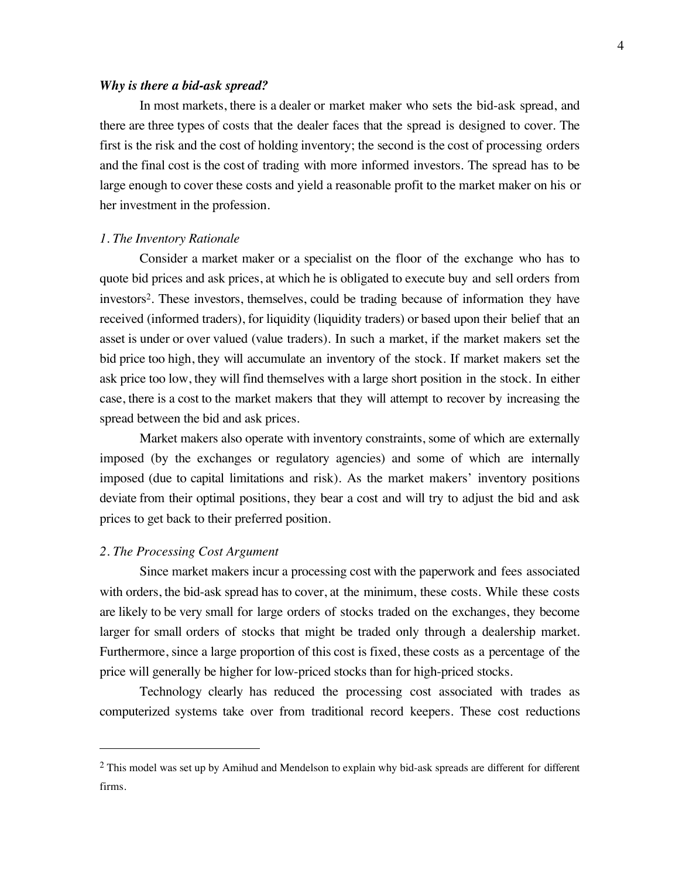### *Why is there a bid-ask spread?*

In most markets, there is a dealer or market maker who sets the bid-ask spread, and there are three types of costs that the dealer faces that the spread is designed to cover. The first is the risk and the cost of holding inventory; the second is the cost of processing orders and the final cost is the cost of trading with more informed investors. The spread has to be large enough to cover these costs and yield a reasonable profit to the market maker on his or her investment in the profession.

#### *1. The Inventory Rationale*

Consider a market maker or a specialist on the floor of the exchange who has to quote bid prices and ask prices, at which he is obligated to execute buy and sell orders from investors[2]. These investors, themselves, could be trading because of information they have received (informed traders), for liquidity (liquidity traders) or based upon their belief that an asset is under or over valued (value traders). In such a market, if the market makers set the bid price too high, they will accumulate an inventory of the stock. If market makers set the ask price too low, they will find themselves with a large short position in the stock. In either case, there is a cost to the market makers that they will attempt to recover by increasing the spread between the bid and ask prices.

Market makers also operate with inventory constraints, some of which are externally imposed (by the exchanges or regulatory agencies) and some of which are internally imposed (due to capital limitations and risk). As the market makers' inventory positions deviate from their optimal positions, they bear a cost and will try to adjust the bid and ask prices to get back to their preferred position.

#### *2. The Processing Cost Argument*

Since market makers incur a processing cost with the paperwork and fees associated with orders, the bid-ask spread has to cover, at the minimum, these costs. While these costs are likely to be very small for large orders of stocks traded on the exchanges, they become larger for small orders of stocks that might be traded only through a dealership market. Furthermore, since a large proportion of this cost is fixed, these costs as a percentage of the price will generally be higher for low-priced stocks than for high-priced stocks.

Technology clearly has reduced the processing cost associated with trades as computerized systems take over from traditional record keepers. These cost reductions

---

[2] This model was set up by Amihud and Mendelson to explain why bid-ask spreads are different for different firms.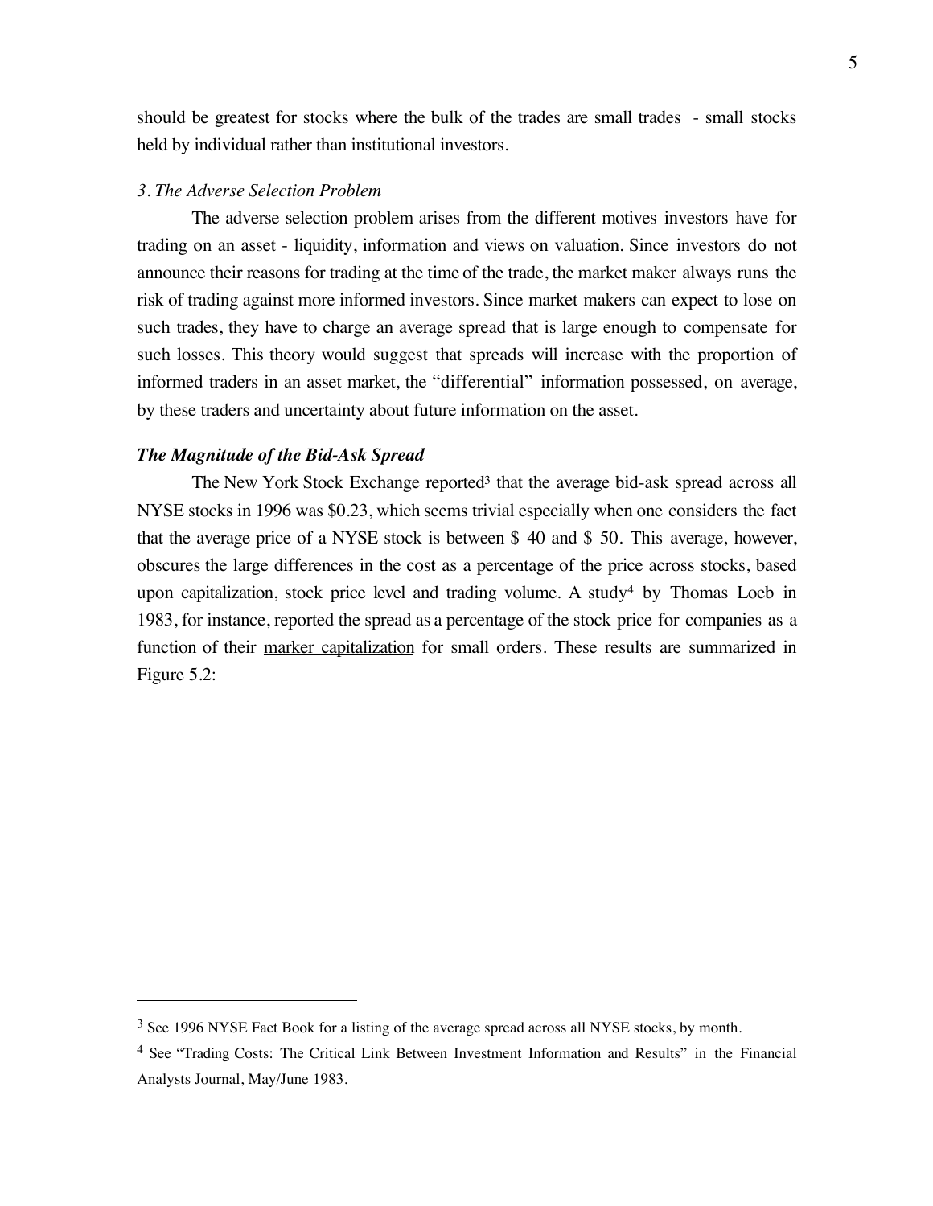should be greatest for stocks where the bulk of the trades are small trades - small stocks held by individual rather than institutional investors.

*3. The Adverse Selection Problem*

The adverse selection problem arises from the different motives investors have for trading on an asset - liquidity, information and views on valuation. Since investors do not announce their reasons for trading at the time of the trade, the market maker always runs the risk of trading against more informed investors. Since market makers can expect to lose on such trades, they have to charge an average spread that is large enough to compensate for such losses. This theory would suggest that spreads will increase with the proportion of informed traders in an asset market, the "differential" information possessed, on average, by these traders and uncertainty about future information on the asset.

### *The Magnitude of the Bid-Ask Spread*

The New York Stock Exchange reported[3] that the average bid-ask spread across all NYSE stocks in 1996 was $0.23, which seems trivial especially when one considers the fact that the average price of a NYSE stock is between $ 40 and $ 50. This average, however, obscures the large differences in the cost as a percentage of the price across stocks, based upon capitalization, stock price level and trading volume. A study[4] by Thomas Loeb in 1983, for instance, reported the spread as a percentage of the stock price for companies as a function of their marker capitalization for small orders. These results are summarized in Figure 5.2:

---

[3] See 1996 NYSE Fact Book for a listing of the average spread across all NYSE stocks, by month.

[4] See "Trading Costs: The Critical Link Between Investment Information and Results" in the Financial Analysts Journal, May/June 1983.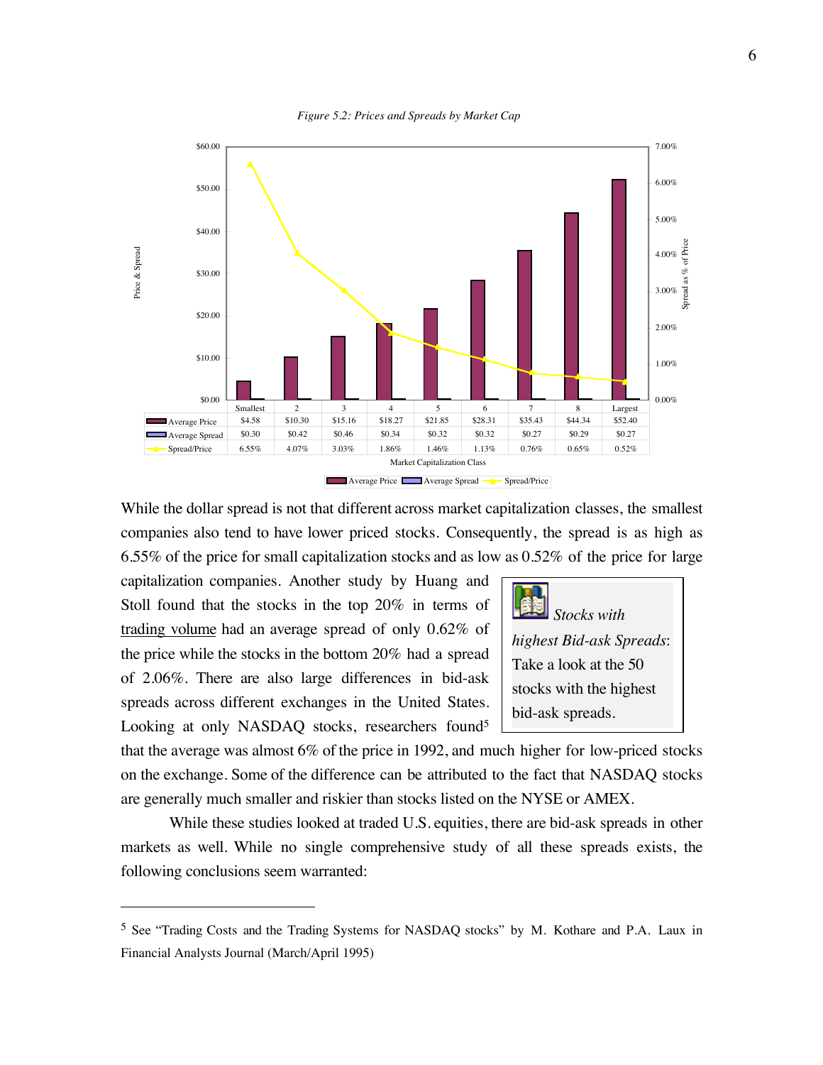*Figure 5.2: Prices and Spreads by Market Cap*

| | Smallest | 2 | 3 | 4 | 5 | 6 | 7 | 8 | Largest |
|---|---|---|---|---|---|---|---|---|---|
| Average Price | $4.58 | $10.30 | $15.16 | $18.27 | $21.85 | $28.31 | $35.43 | $44.34 | $52.40 |
| Average Spread | $0.30 | $0.42 | $0.46 | $0.34 | $0.32 | $0.32 | $0.27 | $0.29 | $0.27 |
| Spread/Price | 6.55% | 4.07% | 3.03% | 1.86% | 1.46% | 1.13% | 0.76% | 0.65% | 0.52% |

Market Capitalization Class

While the dollar spread is not that different across market capitalization classes, the smallest companies also tend to have lower priced stocks. Consequently, the spread is as high as 6.55% of the price for small capitalization stocks and as low as 0.52% of the price for large capitalization companies. Another study by Huang and Stoll found that the stocks in the top 20% in terms of trading volume had an average spread of only 0.62% of the price while the stocks in the bottom 20% had a spread of 2.06%. There are also large differences in bid-ask spreads across different exchanges in the United States. Looking at only NASDAQ stocks, researchers found[5] that the average was almost 6% of the price in 1992, and much higher for low-priced stocks on the exchange. Some of the difference can be attributed to the fact that NASDAQ stocks are generally much smaller and riskier than stocks listed on the NYSE or AMEX.

> *Stocks with highest Bid-ask Spreads*: Take a look at the 50 stocks with the highest bid-ask spreads.

While these studies looked at traded U.S. equities, there are bid-ask spreads in other markets as well. While no single comprehensive study of all these spreads exists, the following conclusions seem warranted:

[5] See "Trading Costs and the Trading Systems for NASDAQ stocks" by M. Kothare and P.A. Laux in Financial Analysts Journal (March/April 1995)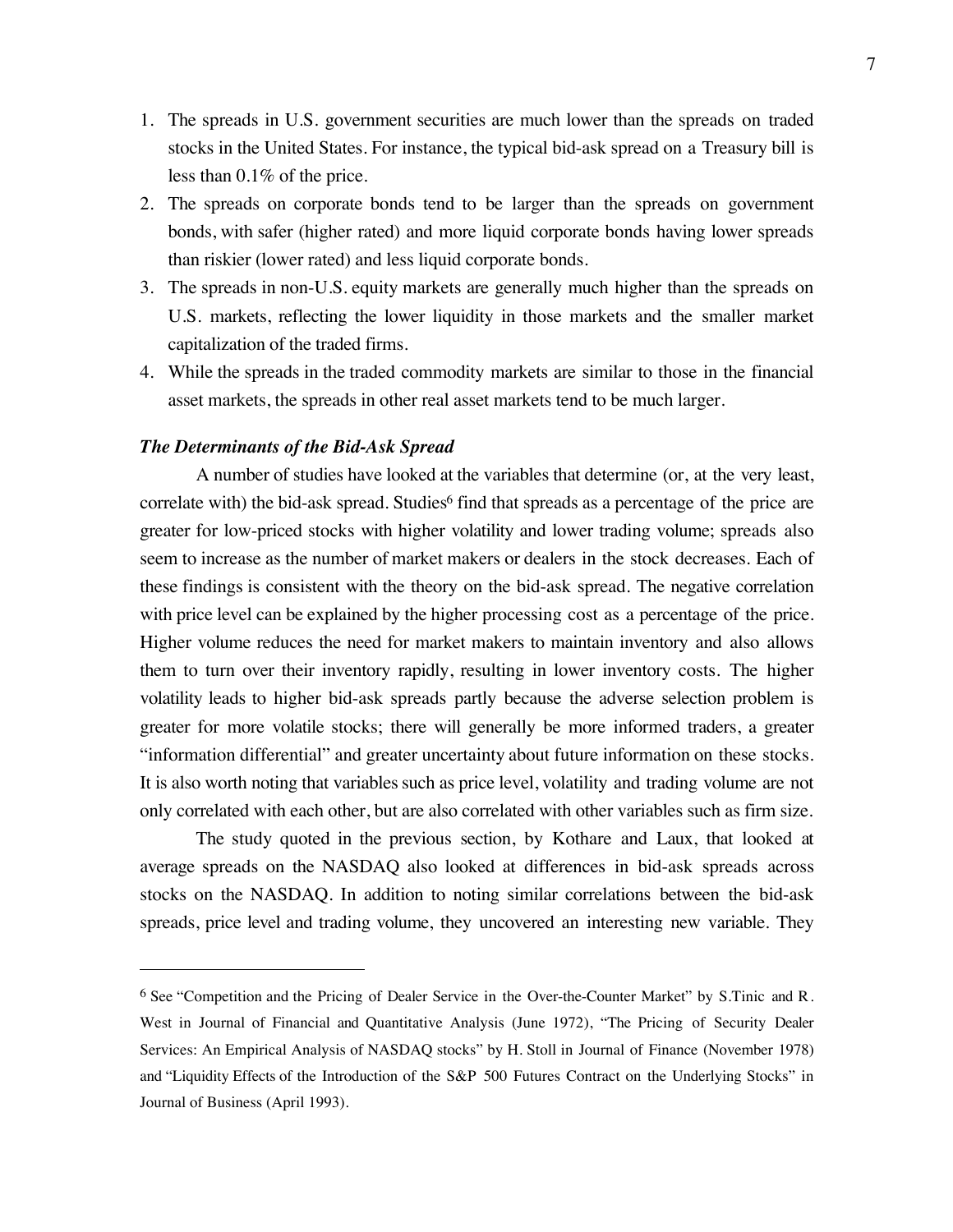1. The spreads in U.S. government securities are much lower than the spreads on traded stocks in the United States. For instance, the typical bid-ask spread on a Treasury bill is less than 0.1% of the price.
2. The spreads on corporate bonds tend to be larger than the spreads on government bonds, with safer (higher rated) and more liquid corporate bonds having lower spreads than riskier (lower rated) and less liquid corporate bonds.
3. The spreads in non-U.S. equity markets are generally much higher than the spreads on U.S. markets, reflecting the lower liquidity in those markets and the smaller market capitalization of the traded firms.
4. While the spreads in the traded commodity markets are similar to those in the financial asset markets, the spreads in other real asset markets tend to be much larger.

***The Determinants of the Bid-Ask Spread***

A number of studies have looked at the variables that determine (or, at the very least, correlate with) the bid-ask spread. Studies[6] find that spreads as a percentage of the price are greater for low-priced stocks with higher volatility and lower trading volume; spreads also seem to increase as the number of market makers or dealers in the stock decreases. Each of these findings is consistent with the theory on the bid-ask spread. The negative correlation with price level can be explained by the higher processing cost as a percentage of the price. Higher volume reduces the need for market makers to maintain inventory and also allows them to turn over their inventory rapidly, resulting in lower inventory costs. The higher volatility leads to higher bid-ask spreads partly because the adverse selection problem is greater for more volatile stocks; there will generally be more informed traders, a greater "information differential" and greater uncertainty about future information on these stocks. It is also worth noting that variables such as price level, volatility and trading volume are not only correlated with each other, but are also correlated with other variables such as firm size.

The study quoted in the previous section, by Kothare and Laux, that looked at average spreads on the NASDAQ also looked at differences in bid-ask spreads across stocks on the NASDAQ. In addition to noting similar correlations between the bid-ask spreads, price level and trading volume, they uncovered an interesting new variable. They

---

[6] See "Competition and the Pricing of Dealer Service in the Over-the-Counter Market" by S.Tinic and R. West in Journal of Financial and Quantitative Analysis (June 1972), "The Pricing of Security Dealer Services: An Empirical Analysis of NASDAQ stocks" by H. Stoll in Journal of Finance (November 1978) and "Liquidity Effects of the Introduction of the S&P 500 Futures Contract on the Underlying Stocks" in Journal of Business (April 1993).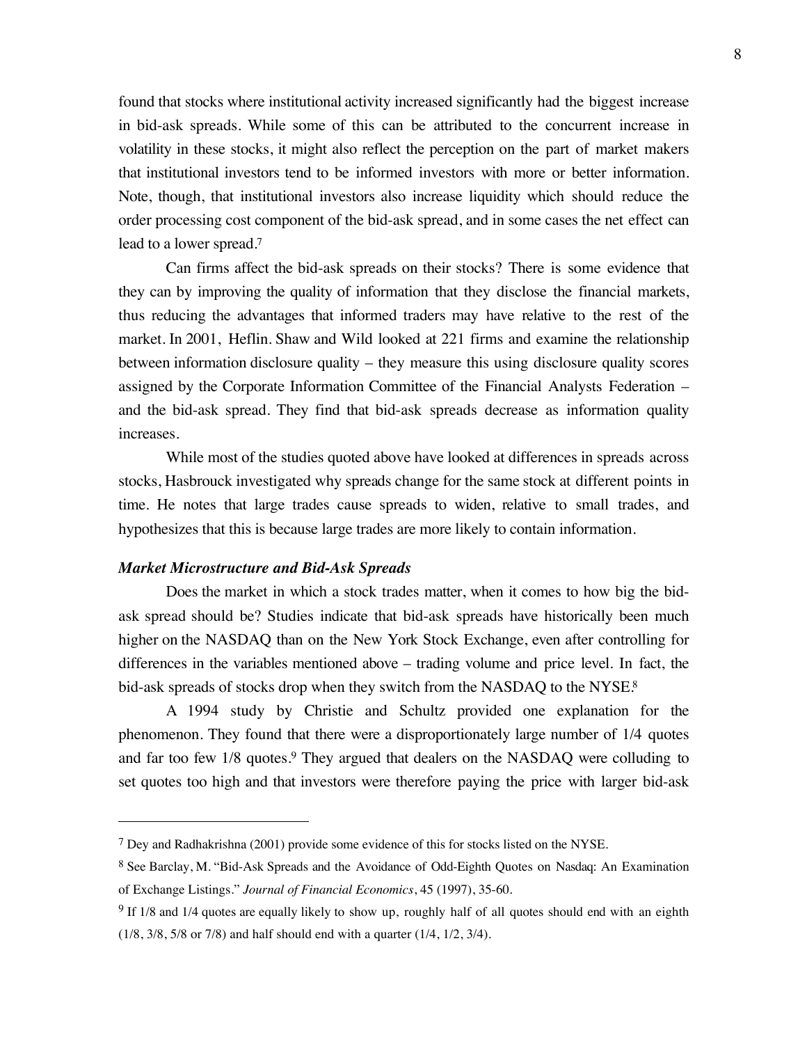found that stocks where institutional activity increased significantly had the biggest increase in bid-ask spreads. While some of this can be attributed to the concurrent increase in volatility in these stocks, it might also reflect the perception on the part of market makers that institutional investors tend to be informed investors with more or better information. Note, though, that institutional investors also increase liquidity which should reduce the order processing cost component of the bid-ask spread, and in some cases the net effect can lead to a lower spread.[7]

Can firms affect the bid-ask spreads on their stocks? There is some evidence that they can by improving the quality of information that they disclose the financial markets, thus reducing the advantages that informed traders may have relative to the rest of the market. In 2001, Heflin. Shaw and Wild looked at 221 firms and examine the relationship between information disclosure quality – they measure this using disclosure quality scores assigned by the Corporate Information Committee of the Financial Analysts Federation – and the bid-ask spread. They find that bid-ask spreads decrease as information quality increases.

While most of the studies quoted above have looked at differences in spreads across stocks, Hasbrouck investigated why spreads change for the same stock at different points in time. He notes that large trades cause spreads to widen, relative to small trades, and hypothesizes that this is because large trades are more likely to contain information.

### *Market Microstructure and Bid-Ask Spreads*

Does the market in which a stock trades matter, when it comes to how big the bid-ask spread should be? Studies indicate that bid-ask spreads have historically been much higher on the NASDAQ than on the New York Stock Exchange, even after controlling for differences in the variables mentioned above – trading volume and price level. In fact, the bid-ask spreads of stocks drop when they switch from the NASDAQ to the NYSE.[8]

A 1994 study by Christie and Schultz provided one explanation for the phenomenon. They found that there were a disproportionately large number of 1/4 quotes and far too few 1/8 quotes.[9] They argued that dealers on the NASDAQ were colluding to set quotes too high and that investors were therefore paying the price with larger bid-ask

---

[7] Dey and Radhakrishna (2001) provide some evidence of this for stocks listed on the NYSE.

[8] See Barclay, M. "Bid-Ask Spreads and the Avoidance of Odd-Eighth Quotes on Nasdaq: An Examination of Exchange Listings." *Journal of Financial Economics*, 45 (1997), 35-60.

[9] If 1/8 and 1/4 quotes are equally likely to show up, roughly half of all quotes should end with an eighth (1/8, 3/8, 5/8 or 7/8) and half should end with a quarter (1/4, 1/2, 3/4).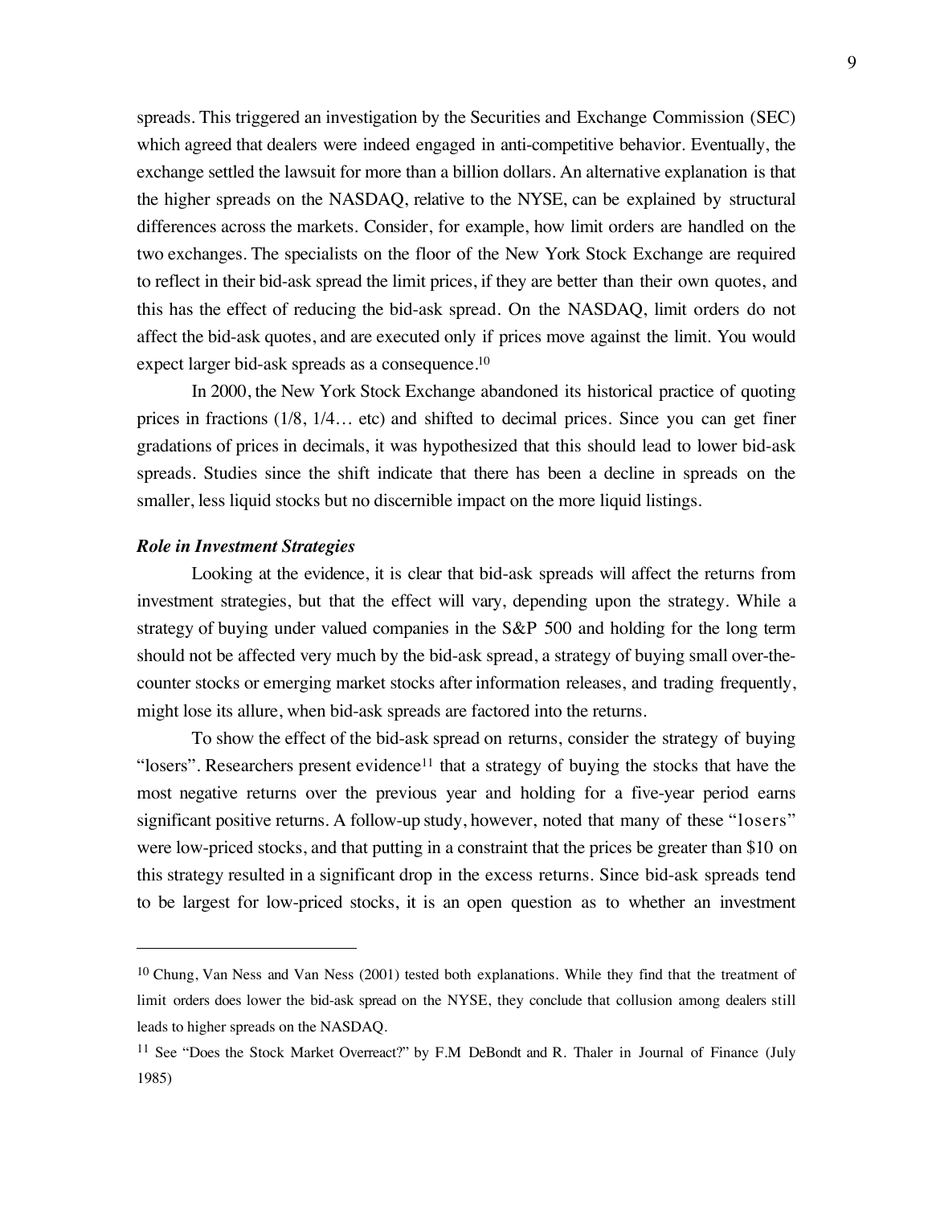spreads. This triggered an investigation by the Securities and Exchange Commission (SEC) which agreed that dealers were indeed engaged in anti-competitive behavior. Eventually, the exchange settled the lawsuit for more than a billion dollars. An alternative explanation is that the higher spreads on the NASDAQ, relative to the NYSE, can be explained by structural differences across the markets. Consider, for example, how limit orders are handled on the two exchanges. The specialists on the floor of the New York Stock Exchange are required to reflect in their bid-ask spread the limit prices, if they are better than their own quotes, and this has the effect of reducing the bid-ask spread. On the NASDAQ, limit orders do not affect the bid-ask quotes, and are executed only if prices move against the limit. You would expect larger bid-ask spreads as a consequence.[10]

In 2000, the New York Stock Exchange abandoned its historical practice of quoting prices in fractions (1/8, 1/4… etc) and shifted to decimal prices. Since you can get finer gradations of prices in decimals, it was hypothesized that this should lead to lower bid-ask spreads. Studies since the shift indicate that there has been a decline in spreads on the smaller, less liquid stocks but no discernible impact on the more liquid listings.

***Role in Investment Strategies***

Looking at the evidence, it is clear that bid-ask spreads will affect the returns from investment strategies, but that the effect will vary, depending upon the strategy. While a strategy of buying under valued companies in the S&P 500 and holding for the long term should not be affected very much by the bid-ask spread, a strategy of buying small over-the-counter stocks or emerging market stocks after information releases, and trading frequently, might lose its allure, when bid-ask spreads are factored into the returns.

To show the effect of the bid-ask spread on returns, consider the strategy of buying "losers". Researchers present evidence[11] that a strategy of buying the stocks that have the most negative returns over the previous year and holding for a five-year period earns significant positive returns. A follow-up study, however, noted that many of these "losers" were low-priced stocks, and that putting in a constraint that the prices be greater than $10 on this strategy resulted in a significant drop in the excess returns. Since bid-ask spreads tend to be largest for low-priced stocks, it is an open question as to whether an investment

---

[10] Chung, Van Ness and Van Ness (2001) tested both explanations. While they find that the treatment of limit orders does lower the bid-ask spread on the NYSE, they conclude that collusion among dealers still leads to higher spreads on the NASDAQ.

[11] See "Does the Stock Market Overreact?" by F.M DeBondt and R. Thaler in Journal of Finance (July 1985)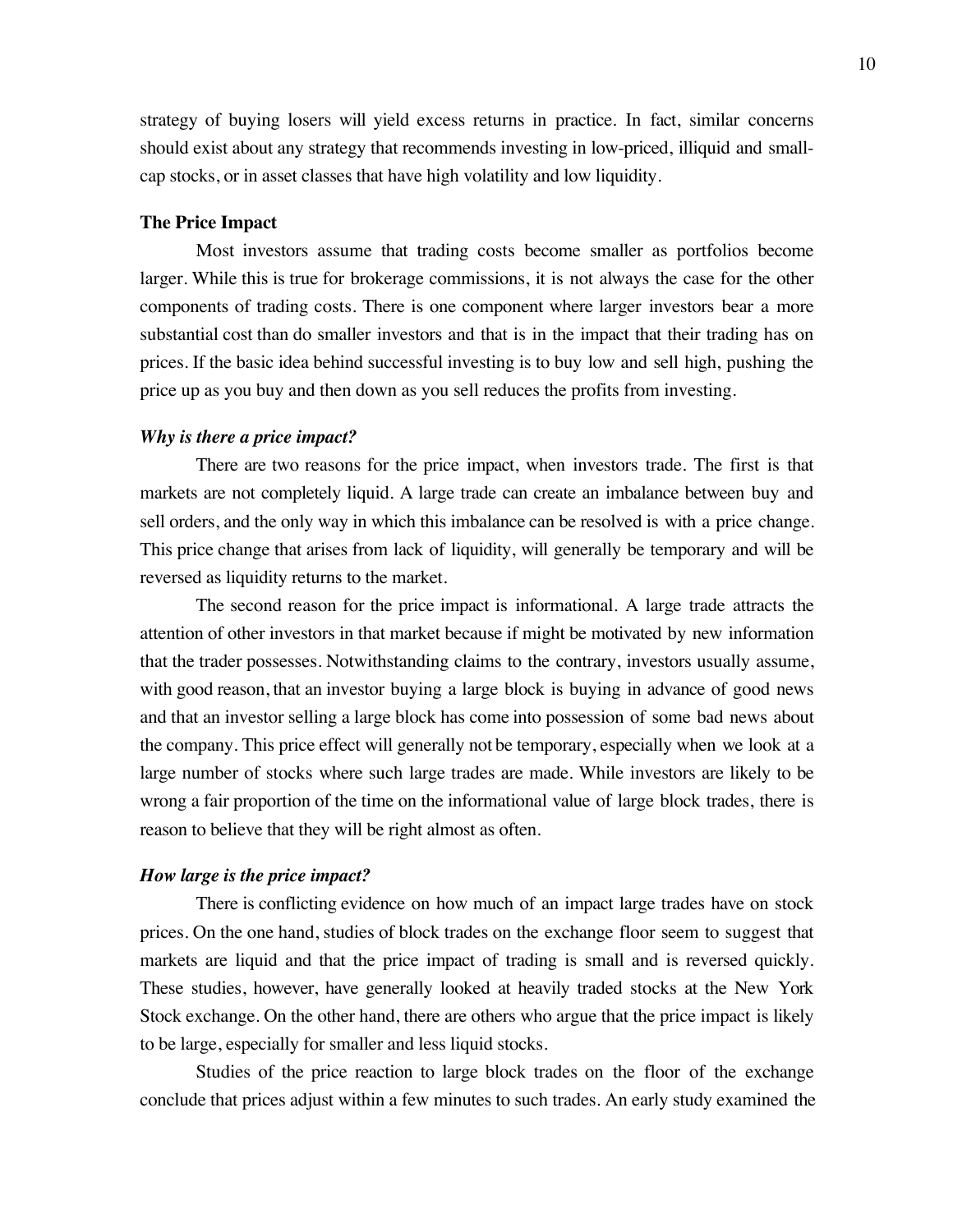strategy of buying losers will yield excess returns in practice. In fact, similar concerns should exist about any strategy that recommends investing in low-priced, illiquid and small-cap stocks, or in asset classes that have high volatility and low liquidity.

### The Price Impact

Most investors assume that trading costs become smaller as portfolios become larger. While this is true for brokerage commissions, it is not always the case for the other components of trading costs. There is one component where larger investors bear a more substantial cost than do smaller investors and that is in the impact that their trading has on prices. If the basic idea behind successful investing is to buy low and sell high, pushing the price up as you buy and then down as you sell reduces the profits from investing.

#### *Why is there a price impact?*

There are two reasons for the price impact, when investors trade. The first is that markets are not completely liquid. A large trade can create an imbalance between buy and sell orders, and the only way in which this imbalance can be resolved is with a price change. This price change that arises from lack of liquidity, will generally be temporary and will be reversed as liquidity returns to the market.

The second reason for the price impact is informational. A large trade attracts the attention of other investors in that market because if might be motivated by new information that the trader possesses. Notwithstanding claims to the contrary, investors usually assume, with good reason, that an investor buying a large block is buying in advance of good news and that an investor selling a large block has come into possession of some bad news about the company. This price effect will generally not be temporary, especially when we look at a large number of stocks where such large trades are made. While investors are likely to be wrong a fair proportion of the time on the informational value of large block trades, there is reason to believe that they will be right almost as often.

#### *How large is the price impact?*

There is conflicting evidence on how much of an impact large trades have on stock prices. On the one hand, studies of block trades on the exchange floor seem to suggest that markets are liquid and that the price impact of trading is small and is reversed quickly. These studies, however, have generally looked at heavily traded stocks at the New York Stock exchange. On the other hand, there are others who argue that the price impact is likely to be large, especially for smaller and less liquid stocks.

Studies of the price reaction to large block trades on the floor of the exchange conclude that prices adjust within a few minutes to such trades. An early study examined the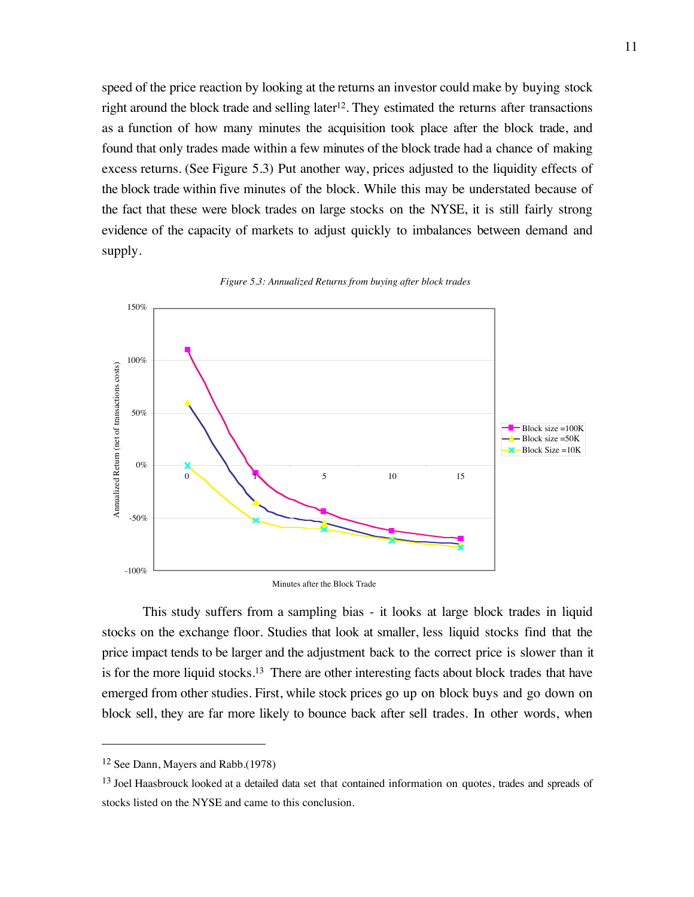speed of the price reaction by looking at the returns an investor could make by buying stock right around the block trade and selling later[12]. They estimated the returns after transactions as a function of how many minutes the acquisition took place after the block trade, and found that only trades made within a few minutes of the block trade had a chance of making excess returns. (See Figure 5.3) Put another way, prices adjusted to the liquidity effects of the block trade within five minutes of the block. While this may be understated because of the fact that these were block trades on large stocks on the NYSE, it is still fairly strong evidence of the capacity of markets to adjust quickly to imbalances between demand and supply.

*Figure 5.3: Annualized Returns from buying after block trades*

This study suffers from a sampling bias - it looks at large block trades in liquid stocks on the exchange floor. Studies that look at smaller, less liquid stocks find that the price impact tends to be larger and the adjustment back to the correct price is slower than it is for the more liquid stocks.[13] There are other interesting facts about block trades that have emerged from other studies. First, while stock prices go up on block buys and go down on block sell, they are far more likely to bounce back after sell trades. In other words, when

---

[12] See Dann, Mayers and Rabb.(1978)

[13] Joel Haasbrouck looked at a detailed data set that contained information on quotes, trades and spreads of stocks listed on the NYSE and came to this conclusion.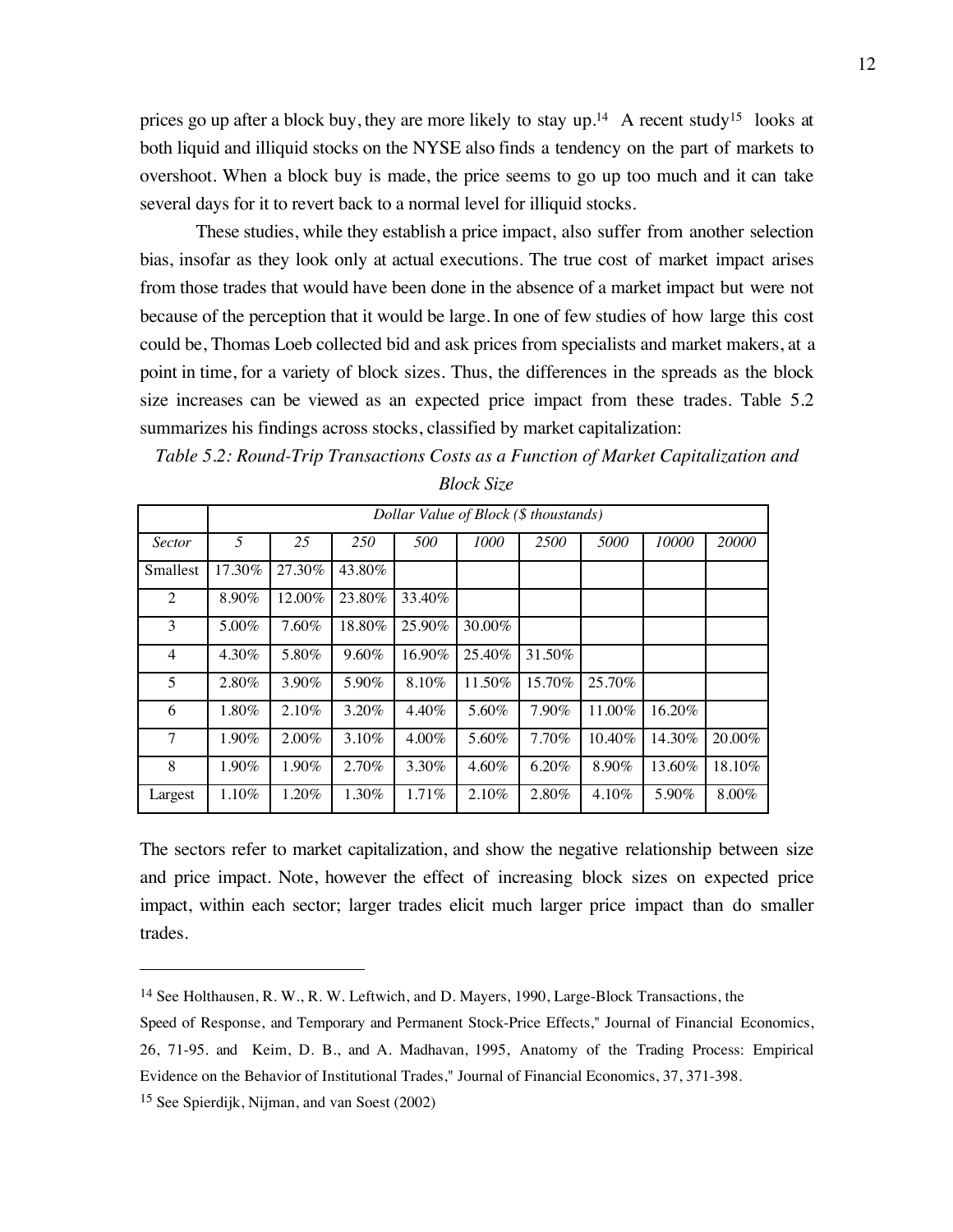prices go up after a block buy, they are more likely to stay up.[14] A recent study[15] looks at both liquid and illiquid stocks on the NYSE also finds a tendency on the part of markets to overshoot. When a block buy is made, the price seems to go up too much and it can take several days for it to revert back to a normal level for illiquid stocks.

These studies, while they establish a price impact, also suffer from another selection bias, insofar as they look only at actual executions. The true cost of market impact arises from those trades that would have been done in the absence of a market impact but were not because of the perception that it would be large. In one of few studies of how large this cost could be, Thomas Loeb collected bid and ask prices from specialists and market makers, at a point in time, for a variety of block sizes. Thus, the differences in the spreads as the block size increases can be viewed as an expected price impact from these trades. Table 5.2 summarizes his findings across stocks, classified by market capitalization:

*Table 5.2: Round-Trip Transactions Costs as a Function of Market Capitalization and Block Size*

| | *Dollar Value of Block ($ thousands)* | | | | | | | | |
|---|---|---|---|---|---|---|---|---|---|
| *Sector* | *5* | *25* | *250* | *500* | *1000* | *2500* | *5000* | *10000* | *20000* |
| Smallest | 17.30% | 27.30% | 43.80% | | | | | | |
| 2 | 8.90% | 12.00% | 23.80% | 33.40% | | | | | |
| 3 | 5.00% | 7.60% | 18.80% | 25.90% | 30.00% | | | | |
| 4 | 4.30% | 5.80% | 9.60% | 16.90% | 25.40% | 31.50% | | | |
| 5 | 2.80% | 3.90% | 5.90% | 8.10% | 11.50% | 15.70% | 25.70% | | |
| 6 | 1.80% | 2.10% | 3.20% | 4.40% | 5.60% | 7.90% | 11.00% | 16.20% | |
| 7 | 1.90% | 2.00% | 3.10% | 4.00% | 5.60% | 7.70% | 10.40% | 14.30% | 20.00% |
| 8 | 1.90% | 1.90% | 2.70% | 3.30% | 4.60% | 6.20% | 8.90% | 13.60% | 18.10% |
| Largest | 1.10% | 1.20% | 1.30% | 1.71% | 2.10% | 2.80% | 4.10% | 5.90% | 8.00% |

The sectors refer to market capitalization, and show the negative relationship between size and price impact. Note, however the effect of increasing block sizes on expected price impact, within each sector; larger trades elicit much larger price impact than do smaller trades.

---

[14] See Holthausen, R. W., R. W. Leftwich, and D. Mayers, 1990, Large-Block Transactions, the Speed of Response, and Temporary and Permanent Stock-Price Effects," Journal of Financial Economics, 26, 71-95. and Keim, D. B., and A. Madhavan, 1995, Anatomy of the Trading Process: Empirical Evidence on the Behavior of Institutional Trades," Journal of Financial Economics, 37, 371-398.

[15] See Spierdijk, Nijman, and van Soest (2002)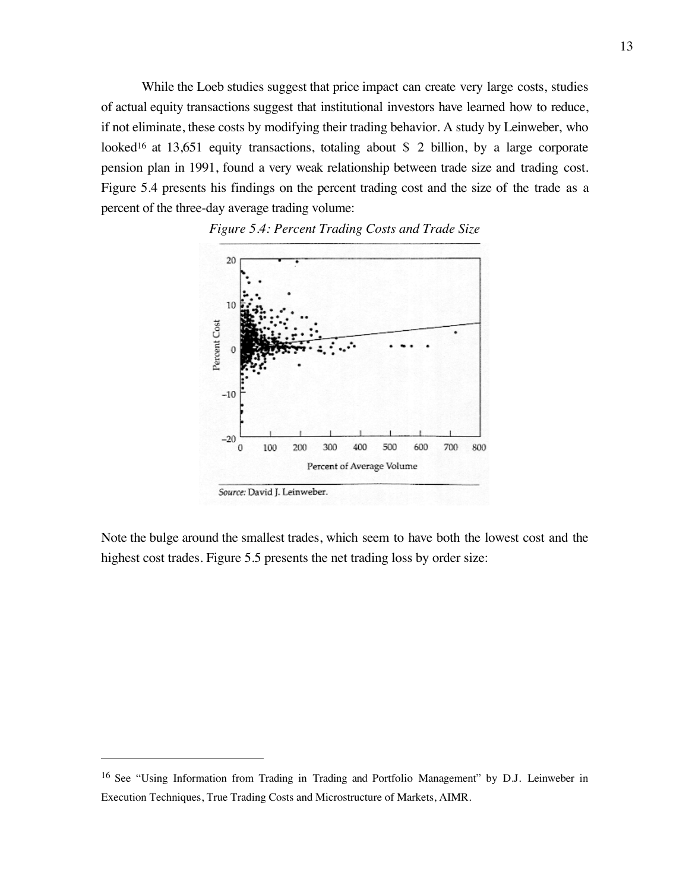While the Loeb studies suggest that price impact can create very large costs, studies of actual equity transactions suggest that institutional investors have learned how to reduce, if not eliminate, these costs by modifying their trading behavior. A study by Leinweber, who looked[16] at 13,651 equity transactions, totaling about $ 2 billion, by a large corporate pension plan in 1991, found a very weak relationship between trade size and trading cost. Figure 5.4 presents his findings on the percent trading cost and the size of the trade as a percent of the three-day average trading volume:

*Figure 5.4: Percent Trading Costs and Trade Size*

Source: David J. Leinweber.

Note the bulge around the smallest trades, which seem to have both the lowest cost and the highest cost trades. Figure 5.5 presents the net trading loss by order size:

[16] See "Using Information from Trading in Trading and Portfolio Management" by D.J. Leinweber in Execution Techniques, True Trading Costs and Microstructure of Markets, AIMR.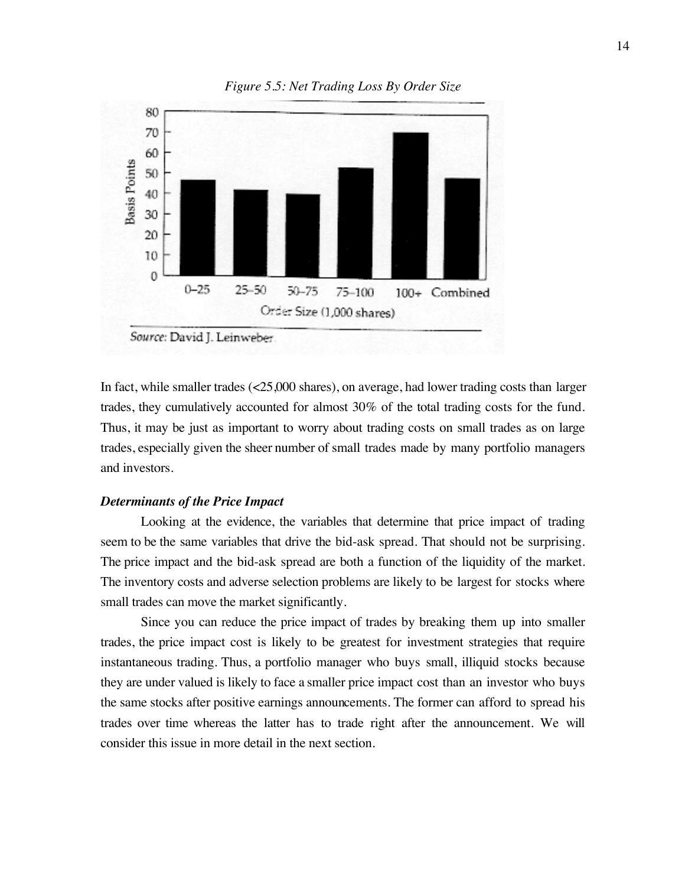*Figure 5.5: Net Trading Loss By Order Size*

Source: David J. Leinweber

In fact, while smaller trades (<25,000 shares), on average, had lower trading costs than larger trades, they cumulatively accounted for almost 30% of the total trading costs for the fund. Thus, it may be just as important to worry about trading costs on small trades as on large trades, especially given the sheer number of small trades made by many portfolio managers and investors.

***Determinants of the Price Impact***

Looking at the evidence, the variables that determine that price impact of trading seem to be the same variables that drive the bid-ask spread. That should not be surprising. The price impact and the bid-ask spread are both a function of the liquidity of the market. The inventory costs and adverse selection problems are likely to be largest for stocks where small trades can move the market significantly.

Since you can reduce the price impact of trades by breaking them up into smaller trades, the price impact cost is likely to be greatest for investment strategies that require instantaneous trading. Thus, a portfolio manager who buys small, illiquid stocks because they are under valued is likely to face a smaller price impact cost than an investor who buys the same stocks after positive earnings announcements. The former can afford to spread his trades over time whereas the latter has to trade right after the announcement. We will consider this issue in more detail in the next section.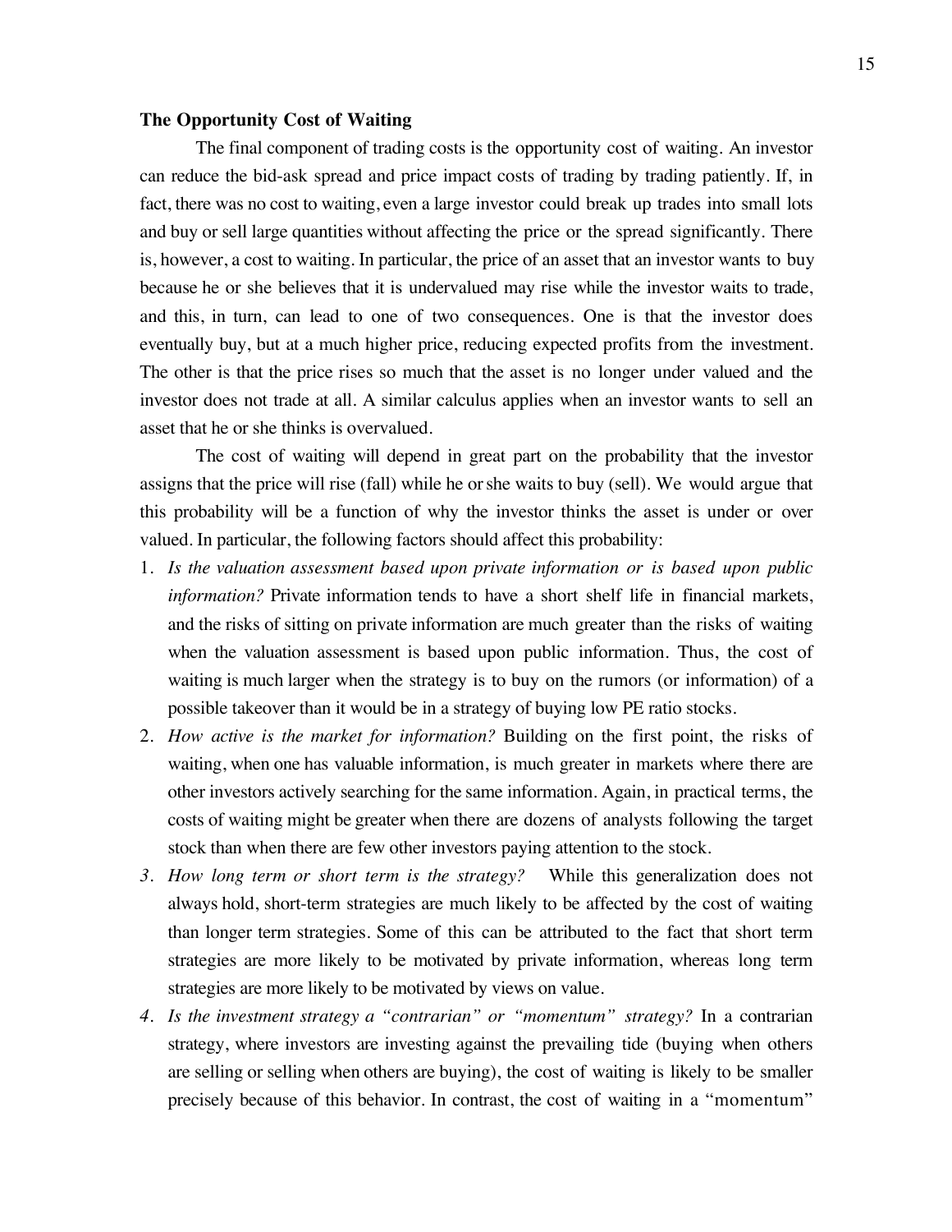### The Opportunity Cost of Waiting

The final component of trading costs is the opportunity cost of waiting. An investor can reduce the bid-ask spread and price impact costs of trading by trading patiently. If, in fact, there was no cost to waiting, even a large investor could break up trades into small lots and buy or sell large quantities without affecting the price or the spread significantly. There is, however, a cost to waiting. In particular, the price of an asset that an investor wants to buy because he or she believes that it is undervalued may rise while the investor waits to trade, and this, in turn, can lead to one of two consequences. One is that the investor does eventually buy, but at a much higher price, reducing expected profits from the investment. The other is that the price rises so much that the asset is no longer under valued and the investor does not trade at all. A similar calculus applies when an investor wants to sell an asset that he or she thinks is overvalued.

The cost of waiting will depend in great part on the probability that the investor assigns that the price will rise (fall) while he or she waits to buy (sell). We would argue that this probability will be a function of why the investor thinks the asset is under or over valued. In particular, the following factors should affect this probability:

1. *Is the valuation assessment based upon private information or is based upon public information?* Private information tends to have a short shelf life in financial markets, and the risks of sitting on private information are much greater than the risks of waiting when the valuation assessment is based upon public information. Thus, the cost of waiting is much larger when the strategy is to buy on the rumors (or information) of a possible takeover than it would be in a strategy of buying low PE ratio stocks.
2. *How active is the market for information?* Building on the first point, the risks of waiting, when one has valuable information, is much greater in markets where there are other investors actively searching for the same information. Again, in practical terms, the costs of waiting might be greater when there are dozens of analysts following the target stock than when there are few other investors paying attention to the stock.
3. *How long term or short term is the strategy?* While this generalization does not always hold, short-term strategies are much likely to be affected by the cost of waiting than longer term strategies. Some of this can be attributed to the fact that short term strategies are more likely to be motivated by private information, whereas long term strategies are more likely to be motivated by views on value.
4. *Is the investment strategy a "contrarian" or "momentum" strategy?* In a contrarian strategy, where investors are investing against the prevailing tide (buying when others are selling or selling when others are buying), the cost of waiting is likely to be smaller precisely because of this behavior. In contrast, the cost of waiting in a "momentum"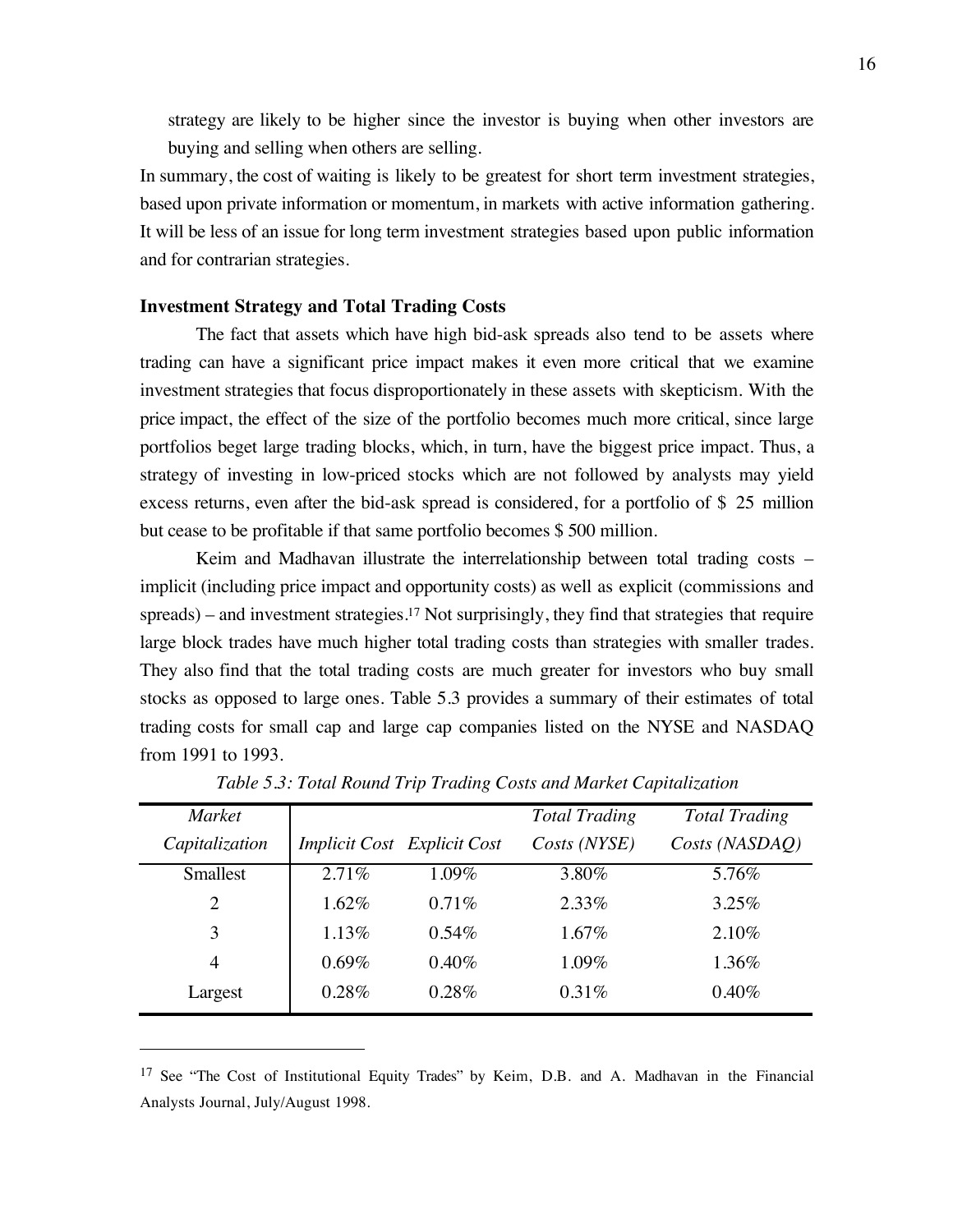strategy are likely to be higher since the investor is buying when other investors are buying and selling when others are selling.

In summary, the cost of waiting is likely to be greatest for short term investment strategies, based upon private information or momentum, in markets with active information gathering. It will be less of an issue for long term investment strategies based upon public information and for contrarian strategies.

**Investment Strategy and Total Trading Costs**

The fact that assets which have high bid-ask spreads also tend to be assets where trading can have a significant price impact makes it even more critical that we examine investment strategies that focus disproportionately in these assets with skepticism. With the price impact, the effect of the size of the portfolio becomes much more critical, since large portfolios beget large trading blocks, which, in turn, have the biggest price impact. Thus, a strategy of investing in low-priced stocks which are not followed by analysts may yield excess returns, even after the bid-ask spread is considered, for a portfolio of $ 25 million but cease to be profitable if that same portfolio becomes $ 500 million.

Keim and Madhavan illustrate the interrelationship between total trading costs – implicit (including price impact and opportunity costs) as well as explicit (commissions and spreads) – and investment strategies.[17] Not surprisingly, they find that strategies that require large block trades have much higher total trading costs than strategies with smaller trades. They also find that the total trading costs are much greater for investors who buy small stocks as opposed to large ones. Table 5.3 provides a summary of their estimates of total trading costs for small cap and large cap companies listed on the NYSE and NASDAQ from 1991 to 1993.

*Table 5.3: Total Round Trip Trading Costs and Market Capitalization*

| *Market Capitalization* | *Implicit Cost* | *Explicit Cost* | *Total Trading Costs (NYSE)* | *Total Trading Costs (NASDAQ)* |
|---|---|---|---|---|
| Smallest | 2.71% | 1.09% | 3.80% | 5.76% |
| 2 | 1.62% | 0.71% | 2.33% | 3.25% |
| 3 | 1.13% | 0.54% | 1.67% | 2.10% |
| 4 | 0.69% | 0.40% | 1.09% | 1.36% |
| Largest | 0.28% | 0.28% | 0.31% | 0.40% |

[17] See "The Cost of Institutional Equity Trades" by Keim, D.B. and A. Madhavan in the Financial Analysts Journal, July/August 1998.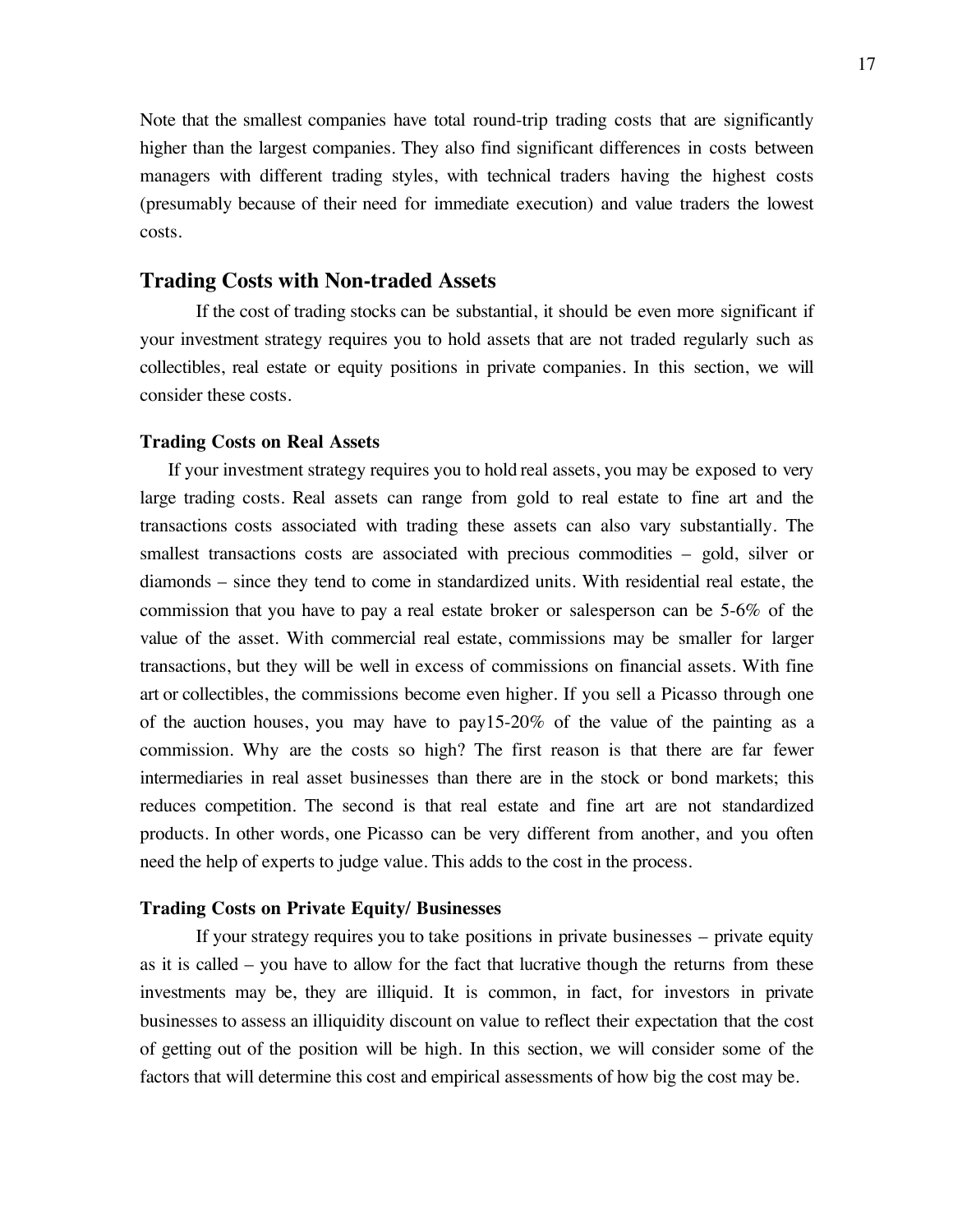Note that the smallest companies have total round-trip trading costs that are significantly higher than the largest companies. They also find significant differences in costs between managers with different trading styles, with technical traders having the highest costs (presumably because of their need for immediate execution) and value traders the lowest costs.

## Trading Costs with Non-traded Assets

If the cost of trading stocks can be substantial, it should be even more significant if your investment strategy requires you to hold assets that are not traded regularly such as collectibles, real estate or equity positions in private companies. In this section, we will consider these costs.

### Trading Costs on Real Assets

If your investment strategy requires you to hold real assets, you may be exposed to very large trading costs. Real assets can range from gold to real estate to fine art and the transactions costs associated with trading these assets can also vary substantially. The smallest transactions costs are associated with precious commodities – gold, silver or diamonds – since they tend to come in standardized units. With residential real estate, the commission that you have to pay a real estate broker or salesperson can be 5-6% of the value of the asset. With commercial real estate, commissions may be smaller for larger transactions, but they will be well in excess of commissions on financial assets. With fine art or collectibles, the commissions become even higher. If you sell a Picasso through one of the auction houses, you may have to pay15-20% of the value of the painting as a commission. Why are the costs so high? The first reason is that there are far fewer intermediaries in real asset businesses than there are in the stock or bond markets; this reduces competition. The second is that real estate and fine art are not standardized products. In other words, one Picasso can be very different from another, and you often need the help of experts to judge value. This adds to the cost in the process.

### Trading Costs on Private Equity/ Businesses

If your strategy requires you to take positions in private businesses – private equity as it is called – you have to allow for the fact that lucrative though the returns from these investments may be, they are illiquid. It is common, in fact, for investors in private businesses to assess an illiquidity discount on value to reflect their expectation that the cost of getting out of the position will be high. In this section, we will consider some of the factors that will determine this cost and empirical assessments of how big the cost may be.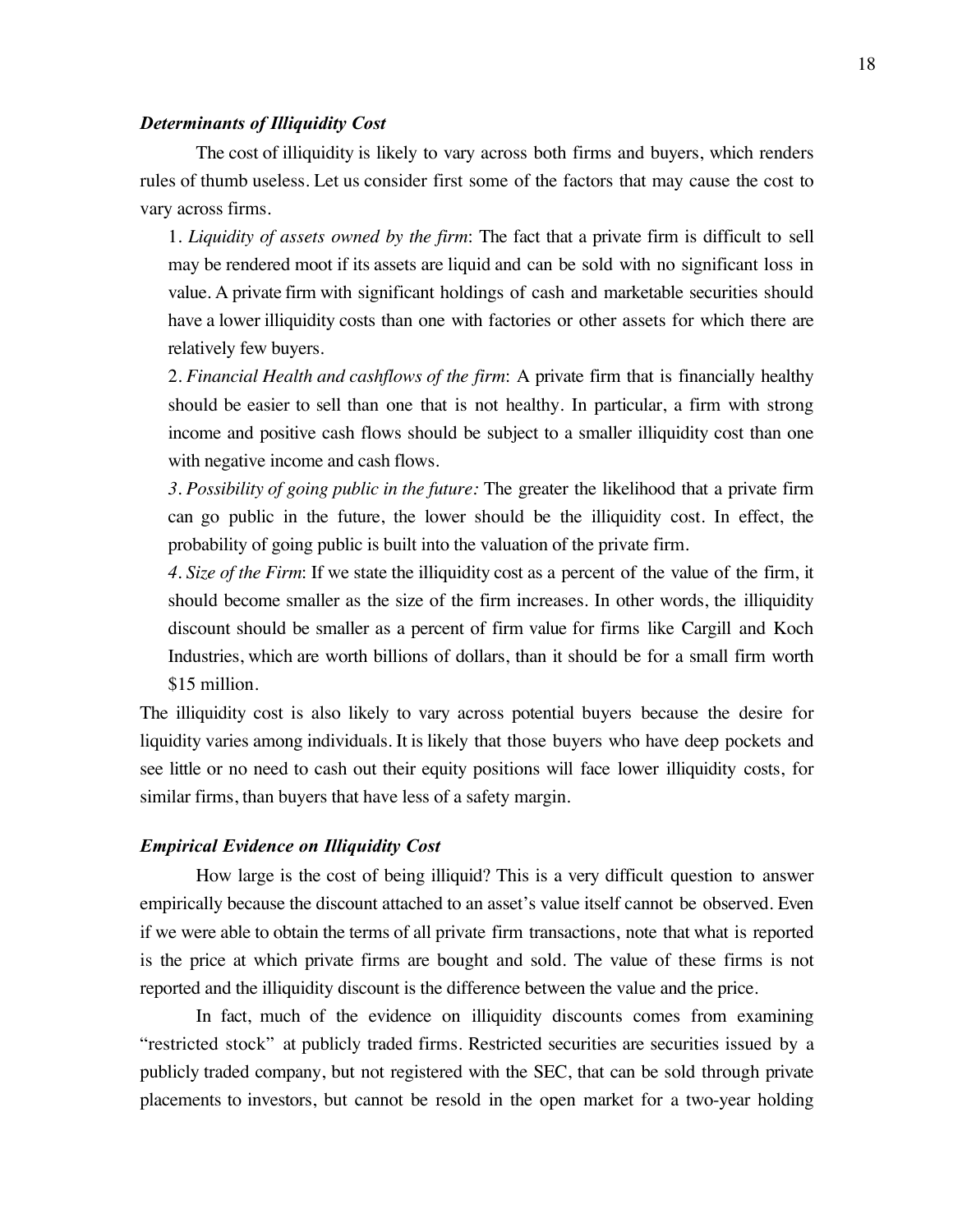### *Determinants of Illiquidity Cost*

The cost of illiquidity is likely to vary across both firms and buyers, which renders rules of thumb useless. Let us consider first some of the factors that may cause the cost to vary across firms.

1. *Liquidity of assets owned by the firm*: The fact that a private firm is difficult to sell may be rendered moot if its assets are liquid and can be sold with no significant loss in value. A private firm with significant holdings of cash and marketable securities should have a lower illiquidity costs than one with factories or other assets for which there are relatively few buyers.
2. *Financial Health and cashflows of the firm*: A private firm that is financially healthy should be easier to sell than one that is not healthy. In particular, a firm with strong income and positive cash flows should be subject to a smaller illiquidity cost than one with negative income and cash flows.
3. *Possibility of going public in the future:* The greater the likelihood that a private firm can go public in the future, the lower should be the illiquidity cost. In effect, the probability of going public is built into the valuation of the private firm.
4. *Size of the Firm*: If we state the illiquidity cost as a percent of the value of the firm, it should become smaller as the size of the firm increases. In other words, the illiquidity discount should be smaller as a percent of firm value for firms like Cargill and Koch Industries, which are worth billions of dollars, than it should be for a small firm worth \$15 million.

The illiquidity cost is also likely to vary across potential buyers because the desire for liquidity varies among individuals. It is likely that those buyers who have deep pockets and see little or no need to cash out their equity positions will face lower illiquidity costs, for similar firms, than buyers that have less of a safety margin.

### *Empirical Evidence on Illiquidity Cost*

How large is the cost of being illiquid? This is a very difficult question to answer empirically because the discount attached to an asset's value itself cannot be observed. Even if we were able to obtain the terms of all private firm transactions, note that what is reported is the price at which private firms are bought and sold. The value of these firms is not reported and the illiquidity discount is the difference between the value and the price.

In fact, much of the evidence on illiquidity discounts comes from examining "restricted stock" at publicly traded firms. Restricted securities are securities issued by a publicly traded company, but not registered with the SEC, that can be sold through private placements to investors, but cannot be resold in the open market for a two-year holding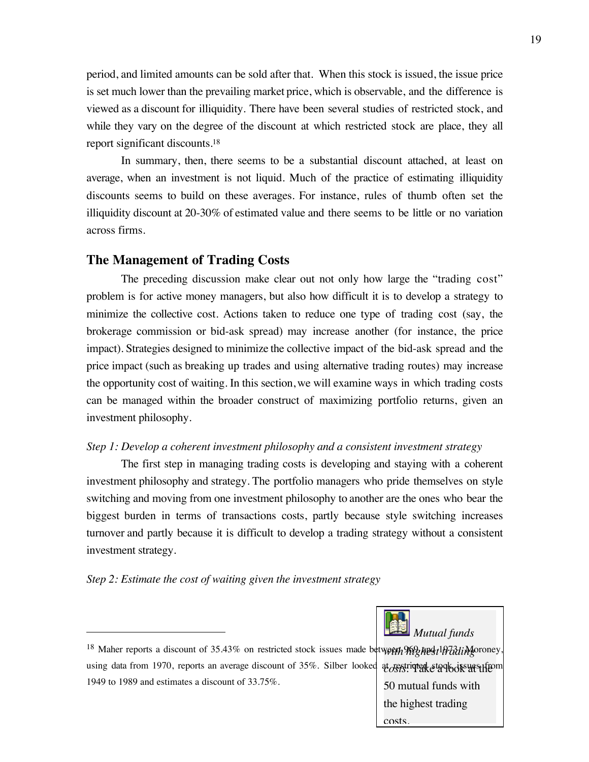period, and limited amounts can be sold after that. When this stock is issued, the issue price is set much lower than the prevailing market price, which is observable, and the difference is viewed as a discount for illiquidity. There have been several studies of restricted stock, and while they vary on the degree of the discount at which restricted stock are place, they all report significant discounts.[18]

In summary, then, there seems to be a substantial discount attached, at least on average, when an investment is not liquid. Much of the practice of estimating illiquidity discounts seems to build on these averages. For instance, rules of thumb often set the illiquidity discount at 20-30% of estimated value and there seems to be little or no variation across firms.

## The Management of Trading Costs

The preceding discussion make clear out not only how large the "trading cost" problem is for active money managers, but also how difficult it is to develop a strategy to minimize the collective cost. Actions taken to reduce one type of trading cost (say, the brokerage commission or bid-ask spread) may increase another (for instance, the price impact). Strategies designed to minimize the collective impact of the bid-ask spread and the price impact (such as breaking up trades and using alternative trading routes) may increase the opportunity cost of waiting. In this section, we will examine ways in which trading costs can be managed within the broader construct of maximizing portfolio returns, given an investment philosophy.

*Step 1: Develop a coherent investment philosophy and a consistent investment strategy*

The first step in managing trading costs is developing and staying with a coherent investment philosophy and strategy. The portfolio managers who pride themselves on style switching and moving from one investment philosophy to another are the ones who bear the biggest burden in terms of transactions costs, partly because style switching increases turnover and partly because it is difficult to develop a trading strategy without a consistent investment strategy.

*Step 2: Estimate the cost of waiting given the investment strategy*

*Mutual funds with highest trading costs*: Take a look at the 50 mutual funds with the highest trading costs.

[18] Maher reports a discount of 35.43% on restricted stock issues made between 1969 and 1973; Moroney, using data from 1970, reports an average discount of 35%. Silber looked at restricted stock issues from 1949 to 1989 and estimates a discount of 33.75%.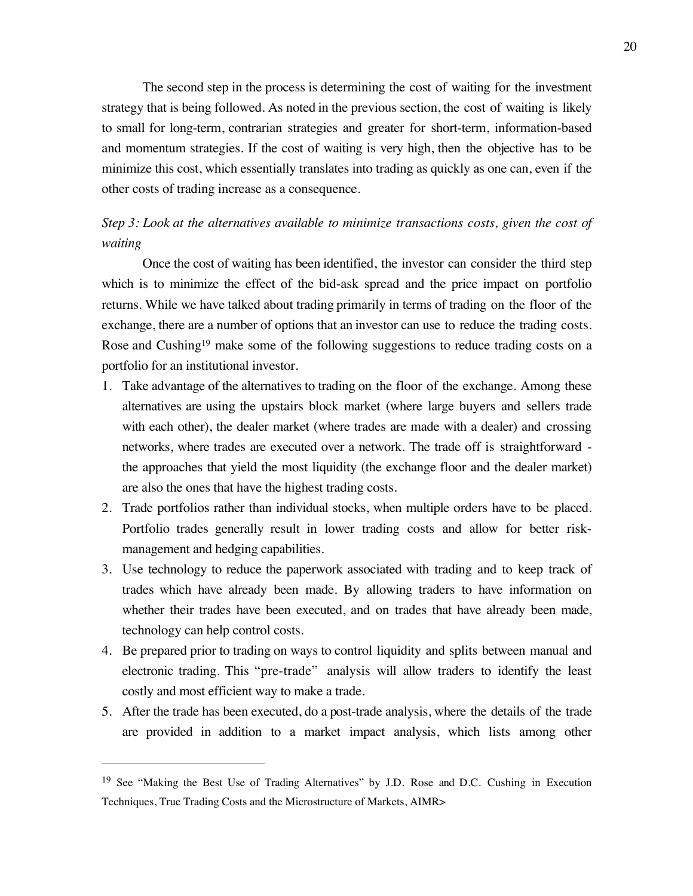The second step in the process is determining the cost of waiting for the investment strategy that is being followed. As noted in the previous section, the cost of waiting is likely to small for long-term, contrarian strategies and greater for short-term, information-based and momentum strategies. If the cost of waiting is very high, then the objective has to be minimize this cost, which essentially translates into trading as quickly as one can, even if the other costs of trading increase as a consequence.

*Step 3: Look at the alternatives available to minimize transactions costs, given the cost of waiting*

Once the cost of waiting has been identified, the investor can consider the third step which is to minimize the effect of the bid-ask spread and the price impact on portfolio returns. While we have talked about trading primarily in terms of trading on the floor of the exchange, there are a number of options that an investor can use to reduce the trading costs. Rose and Cushing[19] make some of the following suggestions to reduce trading costs on a portfolio for an institutional investor.

1. Take advantage of the alternatives to trading on the floor of the exchange. Among these alternatives are using the upstairs block market (where large buyers and sellers trade with each other), the dealer market (where trades are made with a dealer) and crossing networks, where trades are executed over a network. The trade off is straightforward - the approaches that yield the most liquidity (the exchange floor and the dealer market) are also the ones that have the highest trading costs.
2. Trade portfolios rather than individual stocks, when multiple orders have to be placed. Portfolio trades generally result in lower trading costs and allow for better risk-management and hedging capabilities.
3. Use technology to reduce the paperwork associated with trading and to keep track of trades which have already been made. By allowing traders to have information on whether their trades have been executed, and on trades that have already been made, technology can help control costs.
4. Be prepared prior to trading on ways to control liquidity and splits between manual and electronic trading. This "pre-trade" analysis will allow traders to identify the least costly and most efficient way to make a trade.
5. After the trade has been executed, do a post-trade analysis, where the details of the trade are provided in addition to a market impact analysis, which lists among other

---

[19] See "Making the Best Use of Trading Alternatives" by J.D. Rose and D.C. Cushing in Execution Techniques, True Trading Costs and the Microstructure of Markets, AIMR>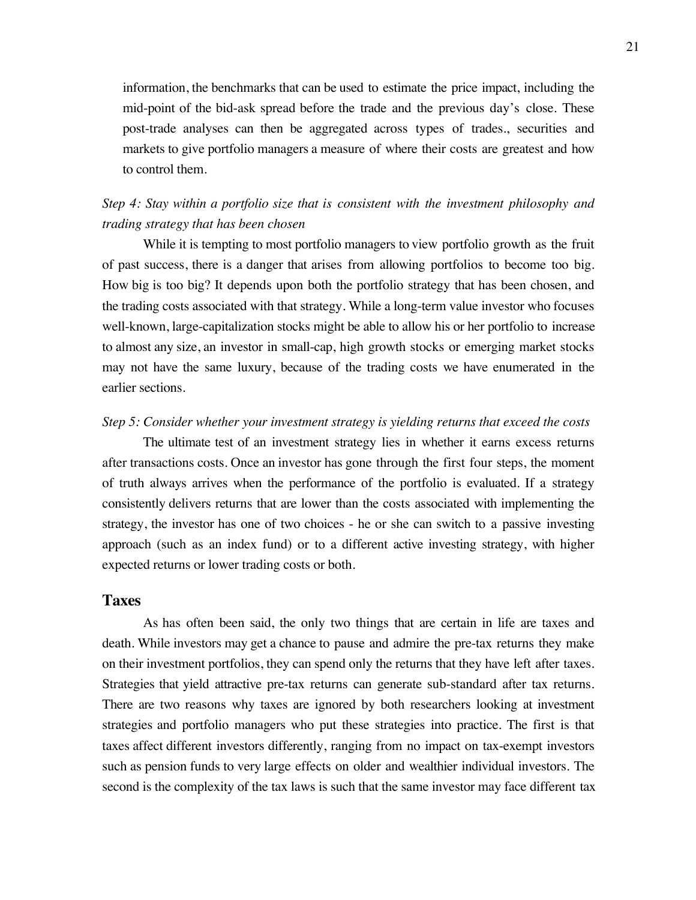information, the benchmarks that can be used to estimate the price impact, including the mid-point of the bid-ask spread before the trade and the previous day's close. These post-trade analyses can then be aggregated across types of trades., securities and markets to give portfolio managers a measure of where their costs are greatest and how to control them.

*Step 4: Stay within a portfolio size that is consistent with the investment philosophy and trading strategy that has been chosen*

While it is tempting to most portfolio managers to view portfolio growth as the fruit of past success, there is a danger that arises from allowing portfolios to become too big. How big is too big? It depends upon both the portfolio strategy that has been chosen, and the trading costs associated with that strategy. While a long-term value investor who focuses well-known, large-capitalization stocks might be able to allow his or her portfolio to increase to almost any size, an investor in small-cap, high growth stocks or emerging market stocks may not have the same luxury, because of the trading costs we have enumerated in the earlier sections.

*Step 5: Consider whether your investment strategy is yielding returns that exceed the costs*

The ultimate test of an investment strategy lies in whether it earns excess returns after transactions costs. Once an investor has gone through the first four steps, the moment of truth always arrives when the performance of the portfolio is evaluated. If a strategy consistently delivers returns that are lower than the costs associated with implementing the strategy, the investor has one of two choices - he or she can switch to a passive investing approach (such as an index fund) or to a different active investing strategy, with higher expected returns or lower trading costs or both.

## Taxes

As has often been said, the only two things that are certain in life are taxes and death. While investors may get a chance to pause and admire the pre-tax returns they make on their investment portfolios, they can spend only the returns that they have left after taxes. Strategies that yield attractive pre-tax returns can generate sub-standard after tax returns. There are two reasons why taxes are ignored by both researchers looking at investment strategies and portfolio managers who put these strategies into practice. The first is that taxes affect different investors differently, ranging from no impact on tax-exempt investors such as pension funds to very large effects on older and wealthier individual investors. The second is the complexity of the tax laws is such that the same investor may face different tax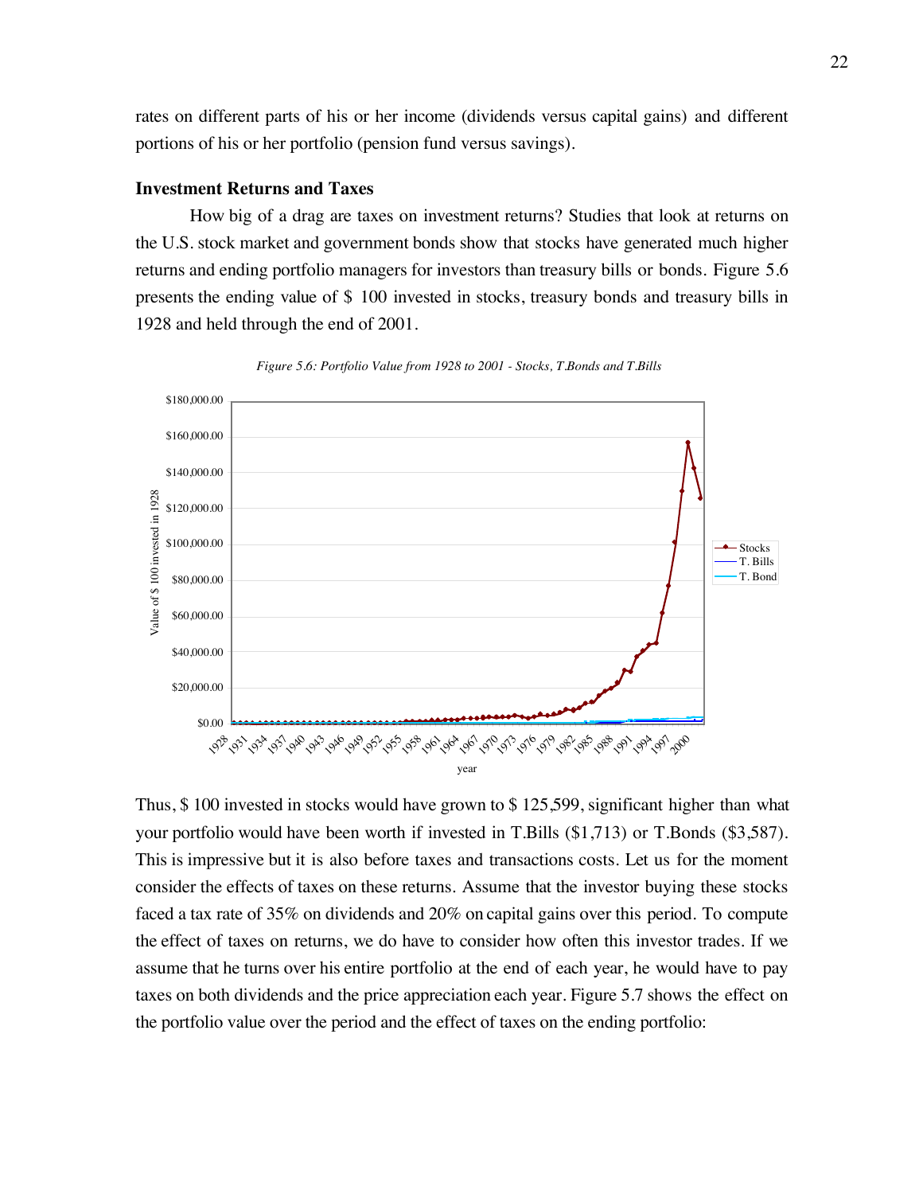rates on different parts of his or her income (dividends versus capital gains) and different portions of his or her portfolio (pension fund versus savings).

### Investment Returns and Taxes

How big of a drag are taxes on investment returns? Studies that look at returns on the U.S. stock market and government bonds show that stocks have generated much higher returns and ending portfolio managers for investors than treasury bills or bonds. Figure 5.6 presents the ending value of $ 100 invested in stocks, treasury bonds and treasury bills in 1928 and held through the end of 2001.

*Figure 5.6: Portfolio Value from 1928 to 2001 - Stocks, T.Bonds and T.Bills*

Thus, $ 100 invested in stocks would have grown to $ 125,599, significant higher than what your portfolio would have been worth if invested in T.Bills ($1,713) or T.Bonds ($3,587). This is impressive but it is also before taxes and transactions costs. Let us for the moment consider the effects of taxes on these returns. Assume that the investor buying these stocks faced a tax rate of 35% on dividends and 20% on capital gains over this period. To compute the effect of taxes on returns, we do have to consider how often this investor trades. If we assume that he turns over his entire portfolio at the end of each year, he would have to pay taxes on both dividends and the price appreciation each year. Figure 5.7 shows the effect on the portfolio value over the period and the effect of taxes on the ending portfolio: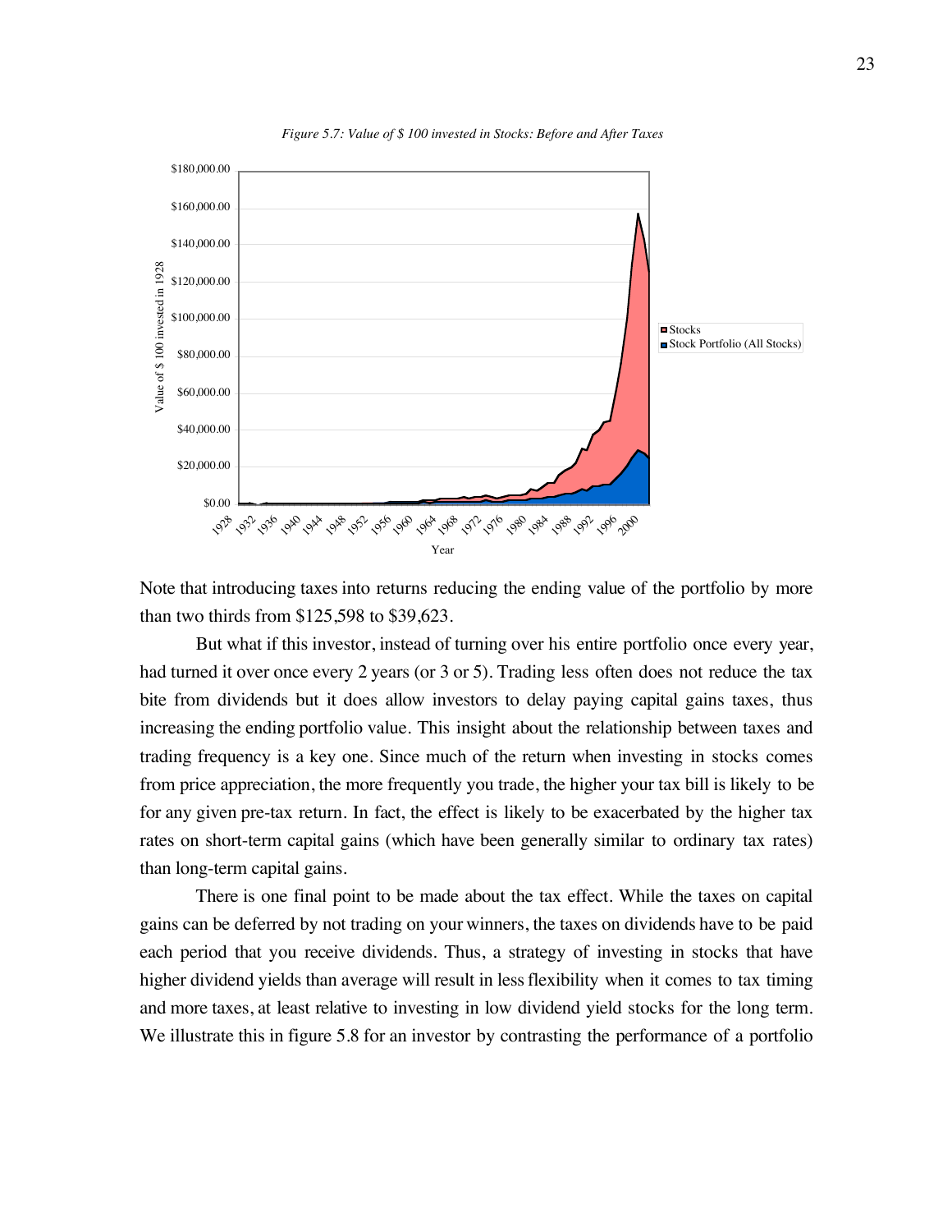*Figure 5.7: Value of $ 100 invested in Stocks: Before and After Taxes*

Note that introducing taxes into returns reducing the ending value of the portfolio by more than two thirds from $125,598 to $39,623.

But what if this investor, instead of turning over his entire portfolio once every year, had turned it over once every 2 years (or 3 or 5). Trading less often does not reduce the tax bite from dividends but it does allow investors to delay paying capital gains taxes, thus increasing the ending portfolio value. This insight about the relationship between taxes and trading frequency is a key one. Since much of the return when investing in stocks comes from price appreciation, the more frequently you trade, the higher your tax bill is likely to be for any given pre-tax return. In fact, the effect is likely to be exacerbated by the higher tax rates on short-term capital gains (which have been generally similar to ordinary tax rates) than long-term capital gains.

There is one final point to be made about the tax effect. While the taxes on capital gains can be deferred by not trading on your winners, the taxes on dividends have to be paid each period that you receive dividends. Thus, a strategy of investing in stocks that have higher dividend yields than average will result in less flexibility when it comes to tax timing and more taxes, at least relative to investing in low dividend yield stocks for the long term. We illustrate this in figure 5.8 for an investor by contrasting the performance of a portfolio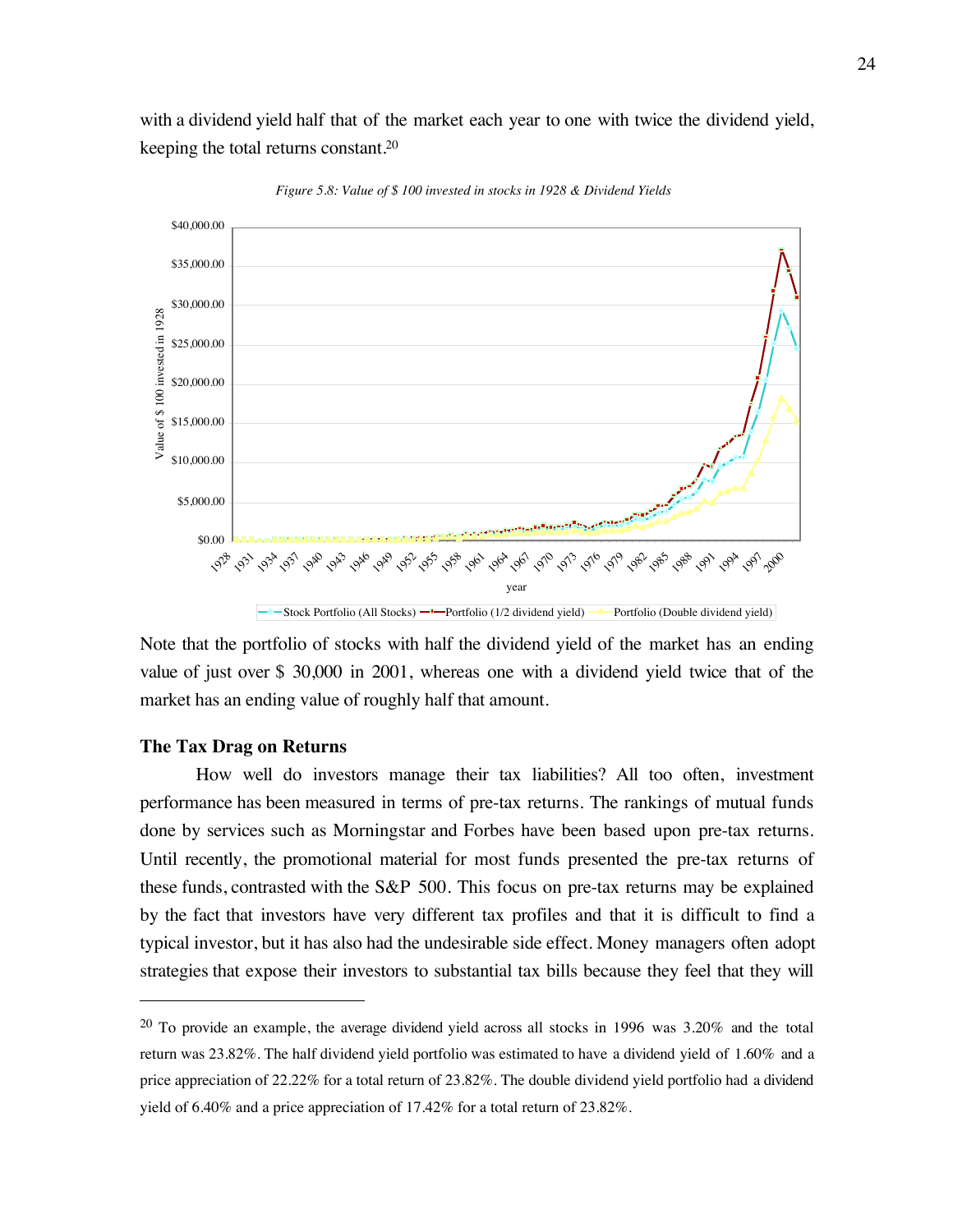with a dividend yield half that of the market each year to one with twice the dividend yield, keeping the total returns constant.[20]

*Figure 5.8: Value of $ 100 invested in stocks in 1928 & Dividend Yields*

Note that the portfolio of stocks with half the dividend yield of the market has an ending value of just over $ 30,000 in 2001, whereas one with a dividend yield twice that of the market has an ending value of roughly half that amount.

### The Tax Drag on Returns

How well do investors manage their tax liabilities? All too often, investment performance has been measured in terms of pre-tax returns. The rankings of mutual funds done by services such as Morningstar and Forbes have been based upon pre-tax returns. Until recently, the promotional material for most funds presented the pre-tax returns of these funds, contrasted with the S&P 500. This focus on pre-tax returns may be explained by the fact that investors have very different tax profiles and that it is difficult to find a typical investor, but it has also had the undesirable side effect. Money managers often adopt strategies that expose their investors to substantial tax bills because they feel that they will

---

[20] To provide an example, the average dividend yield across all stocks in 1996 was 3.20% and the total return was 23.82%. The half dividend yield portfolio was estimated to have a dividend yield of 1.60% and a price appreciation of 22.22% for a total return of 23.82%. The double dividend yield portfolio had a dividend yield of 6.40% and a price appreciation of 17.42% for a total return of 23.82%.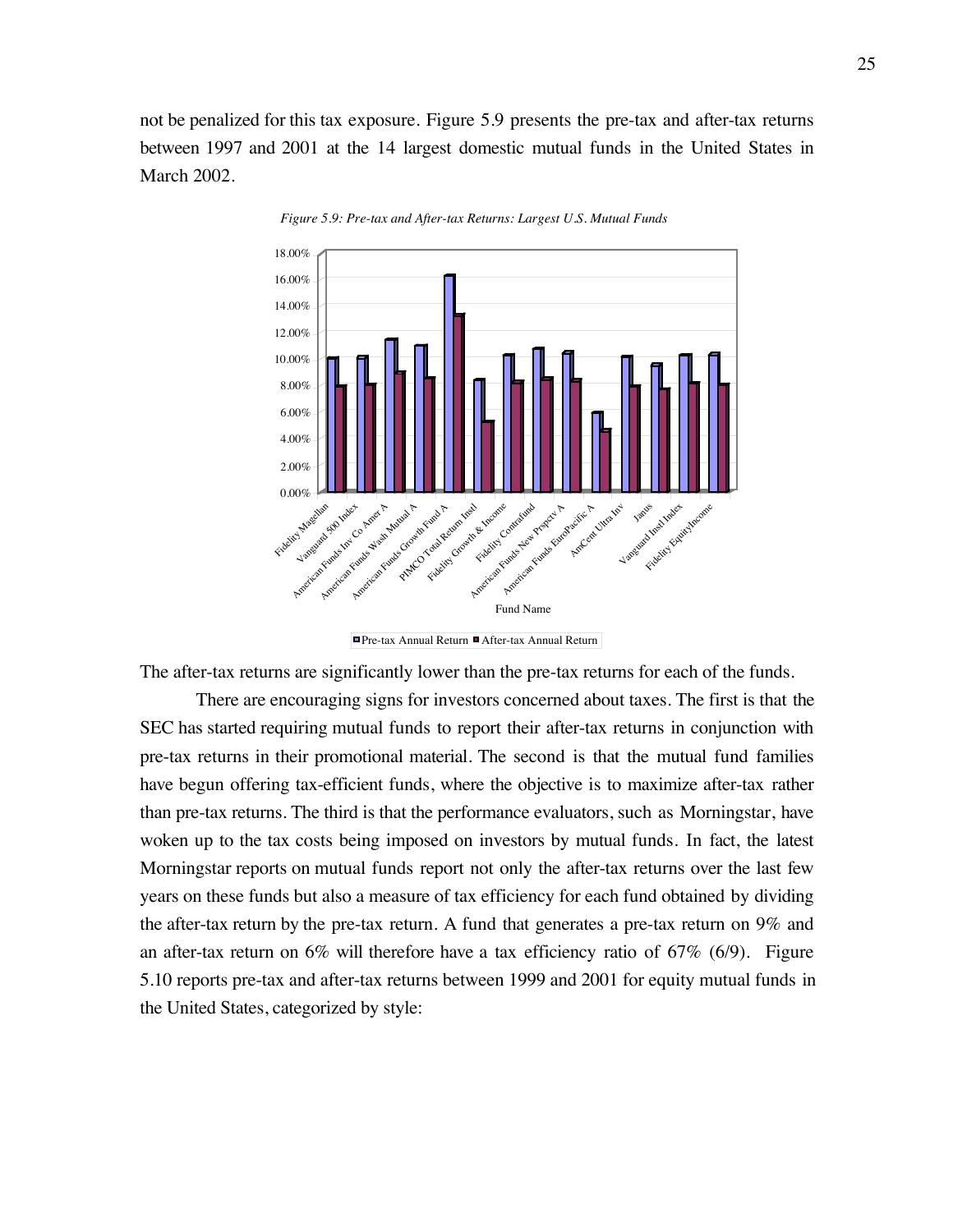not be penalized for this tax exposure. Figure 5.9 presents the pre-tax and after-tax returns between 1997 and 2001 at the 14 largest domestic mutual funds in the United States in March 2002.

*Figure 5.9: Pre-tax and After-tax Returns: Largest U.S. Mutual Funds*

The after-tax returns are significantly lower than the pre-tax returns for each of the funds.

There are encouraging signs for investors concerned about taxes. The first is that the SEC has started requiring mutual funds to report their after-tax returns in conjunction with pre-tax returns in their promotional material. The second is that the mutual fund families have begun offering tax-efficient funds, where the objective is to maximize after-tax rather than pre-tax returns. The third is that the performance evaluators, such as Morningstar, have woken up to the tax costs being imposed on investors by mutual funds. In fact, the latest Morningstar reports on mutual funds report not only the after-tax returns over the last few years on these funds but also a measure of tax efficiency for each fund obtained by dividing the after-tax return by the pre-tax return. A fund that generates a pre-tax return on 9% and an after-tax return on 6% will therefore have a tax efficiency ratio of 67% (6/9). Figure 5.10 reports pre-tax and after-tax returns between 1999 and 2001 for equity mutual funds in the United States, categorized by style: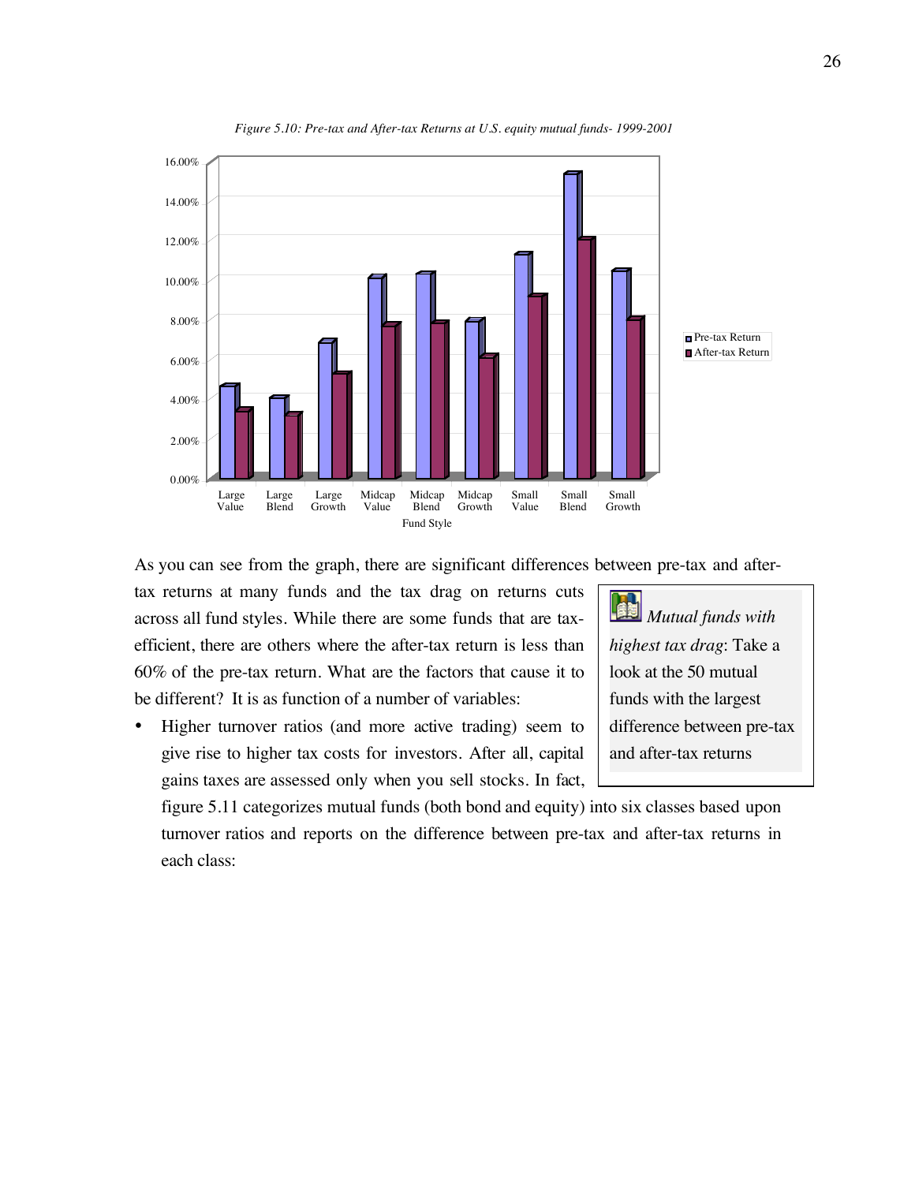*Figure 5.10: Pre-tax and After-tax Returns at U.S. equity mutual funds- 1999-2001*

As you can see from the graph, there are significant differences between pre-tax and after-tax returns at many funds and the tax drag on returns cuts across all fund styles. While there are some funds that are tax-efficient, there are others where the after-tax return is less than 60% of the pre-tax return. What are the factors that cause it to be different? It is as function of a number of variables:

> *Mutual funds with highest tax drag*: Take a look at the 50 mutual funds with the largest difference between pre-tax and after-tax returns

- Higher turnover ratios (and more active trading) seem to give rise to higher tax costs for investors. After all, capital gains taxes are assessed only when you sell stocks. In fact, figure 5.11 categorizes mutual funds (both bond and equity) into six classes based upon turnover ratios and reports on the difference between pre-tax and after-tax returns in each class: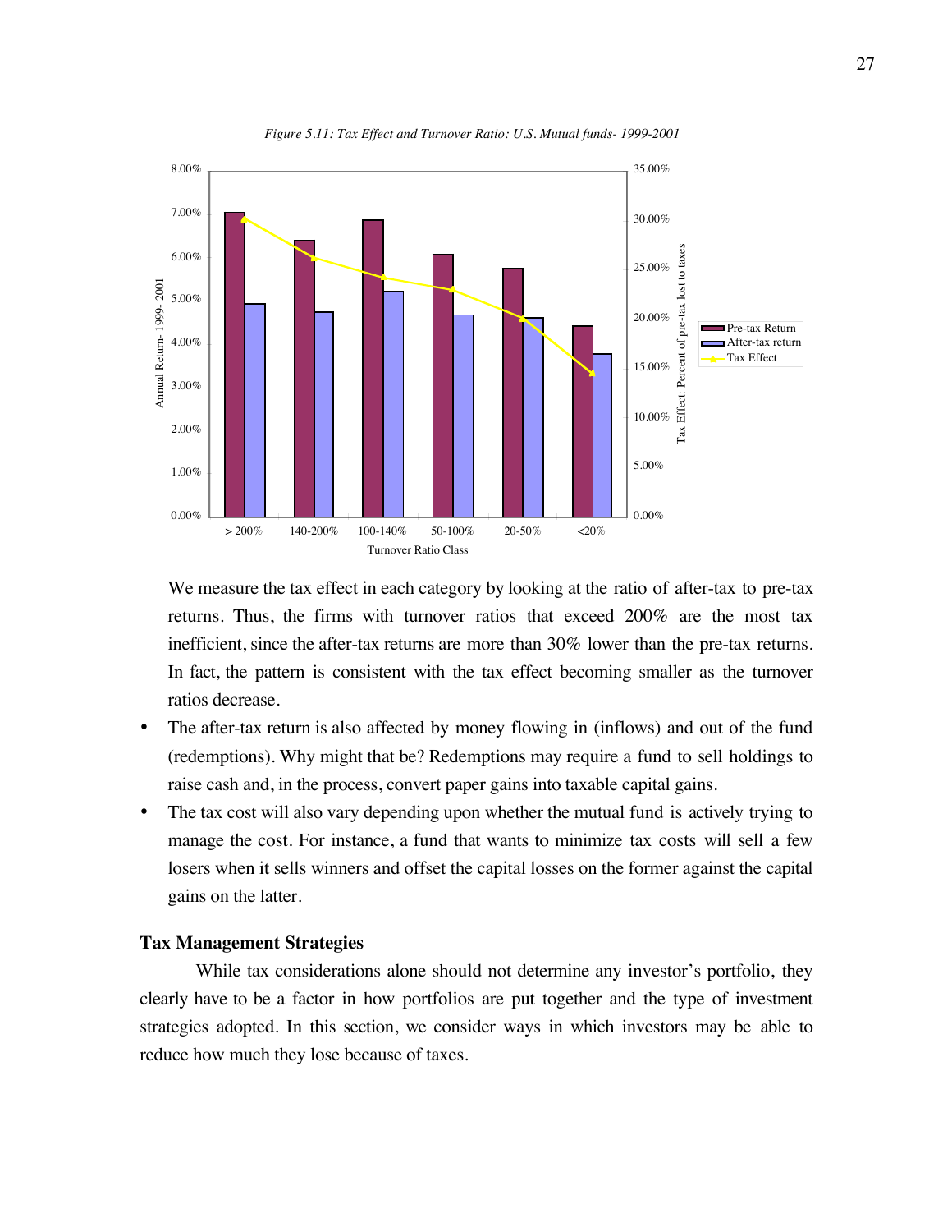*Figure 5.11: Tax Effect and Turnover Ratio: U.S. Mutual funds- 1999-2001*

We measure the tax effect in each category by looking at the ratio of after-tax to pre-tax returns. Thus, the firms with turnover ratios that exceed 200% are the most tax inefficient, since the after-tax returns are more than 30% lower than the pre-tax returns. In fact, the pattern is consistent with the tax effect becoming smaller as the turnover ratios decrease.

- The after-tax return is also affected by money flowing in (inflows) and out of the fund (redemptions). Why might that be? Redemptions may require a fund to sell holdings to raise cash and, in the process, convert paper gains into taxable capital gains.
- The tax cost will also vary depending upon whether the mutual fund is actively trying to manage the cost. For instance, a fund that wants to minimize tax costs will sell a few losers when it sells winners and offset the capital losses on the former against the capital gains on the latter.

### Tax Management Strategies

While tax considerations alone should not determine any investor's portfolio, they clearly have to be a factor in how portfolios are put together and the type of investment strategies adopted. In this section, we consider ways in which investors may be able to reduce how much they lose because of taxes.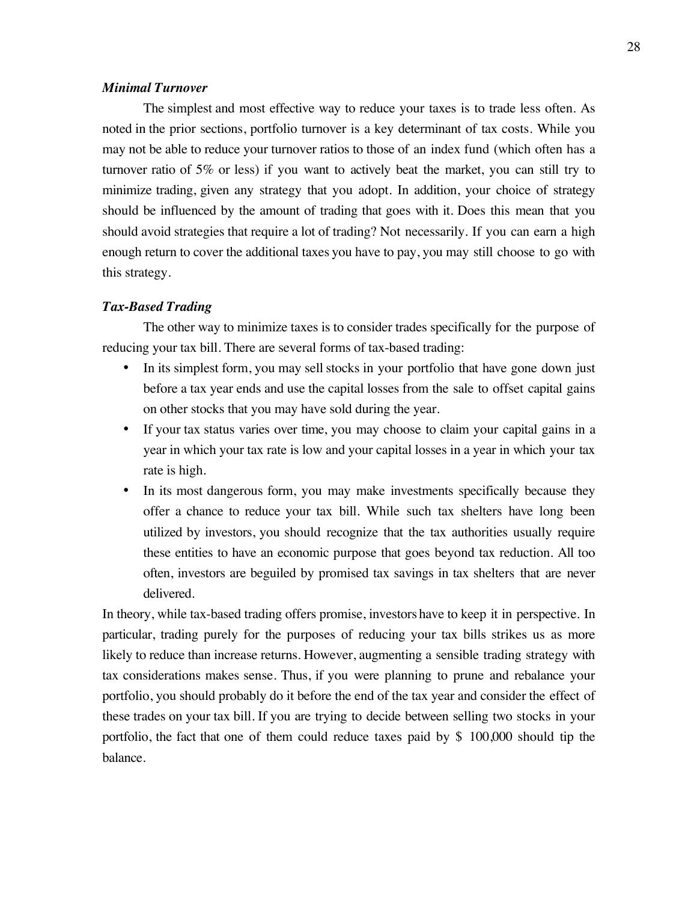### *Minimal Turnover*

The simplest and most effective way to reduce your taxes is to trade less often. As noted in the prior sections, portfolio turnover is a key determinant of tax costs. While you may not be able to reduce your turnover ratios to those of an index fund (which often has a turnover ratio of 5% or less) if you want to actively beat the market, you can still try to minimize trading, given any strategy that you adopt. In addition, your choice of strategy should be influenced by the amount of trading that goes with it. Does this mean that you should avoid strategies that require a lot of trading? Not necessarily. If you can earn a high enough return to cover the additional taxes you have to pay, you may still choose to go with this strategy.

### *Tax-Based Trading*

The other way to minimize taxes is to consider trades specifically for the purpose of reducing your tax bill. There are several forms of tax-based trading:

- In its simplest form, you may sell stocks in your portfolio that have gone down just before a tax year ends and use the capital losses from the sale to offset capital gains on other stocks that you may have sold during the year.
- If your tax status varies over time, you may choose to claim your capital gains in a year in which your tax rate is low and your capital losses in a year in which your tax rate is high.
- In its most dangerous form, you may make investments specifically because they offer a chance to reduce your tax bill. While such tax shelters have long been utilized by investors, you should recognize that the tax authorities usually require these entities to have an economic purpose that goes beyond tax reduction. All too often, investors are beguiled by promised tax savings in tax shelters that are never delivered.

In theory, while tax-based trading offers promise, investors have to keep it in perspective. In particular, trading purely for the purposes of reducing your tax bills strikes us as more likely to reduce than increase returns. However, augmenting a sensible trading strategy with tax considerations makes sense. Thus, if you were planning to prune and rebalance your portfolio, you should probably do it before the end of the tax year and consider the effect of these trades on your tax bill. If you are trying to decide between selling two stocks in your portfolio, the fact that one of them could reduce taxes paid by $ 100,000 should tip the balance.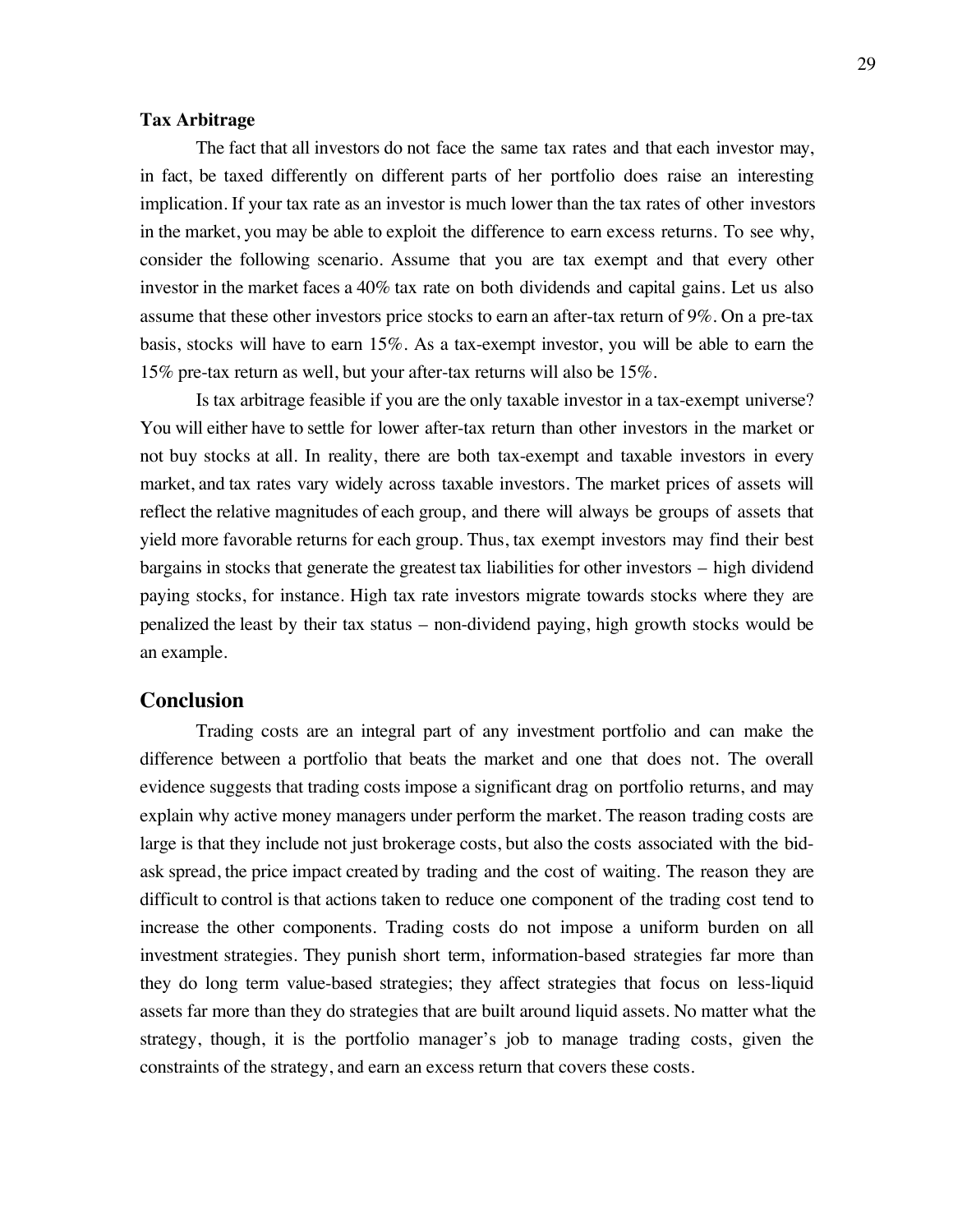**Tax Arbitrage**

The fact that all investors do not face the same tax rates and that each investor may, in fact, be taxed differently on different parts of her portfolio does raise an interesting implication. If your tax rate as an investor is much lower than the tax rates of other investors in the market, you may be able to exploit the difference to earn excess returns. To see why, consider the following scenario. Assume that you are tax exempt and that every other investor in the market faces a 40% tax rate on both dividends and capital gains. Let us also assume that these other investors price stocks to earn an after-tax return of 9%. On a pre-tax basis, stocks will have to earn 15%. As a tax-exempt investor, you will be able to earn the 15% pre-tax return as well, but your after-tax returns will also be 15%.

Is tax arbitrage feasible if you are the only taxable investor in a tax-exempt universe? You will either have to settle for lower after-tax return than other investors in the market or not buy stocks at all. In reality, there are both tax-exempt and taxable investors in every market, and tax rates vary widely across taxable investors. The market prices of assets will reflect the relative magnitudes of each group, and there will always be groups of assets that yield more favorable returns for each group. Thus, tax exempt investors may find their best bargains in stocks that generate the greatest tax liabilities for other investors – high dividend paying stocks, for instance. High tax rate investors migrate towards stocks where they are penalized the least by their tax status – non-dividend paying, high growth stocks would be an example.

## Conclusion

Trading costs are an integral part of any investment portfolio and can make the difference between a portfolio that beats the market and one that does not. The overall evidence suggests that trading costs impose a significant drag on portfolio returns, and may explain why active money managers under perform the market. The reason trading costs are large is that they include not just brokerage costs, but also the costs associated with the bid-ask spread, the price impact created by trading and the cost of waiting. The reason they are difficult to control is that actions taken to reduce one component of the trading cost tend to increase the other components. Trading costs do not impose a uniform burden on all investment strategies. They punish short term, information-based strategies far more than they do long term value-based strategies; they affect strategies that focus on less-liquid assets far more than they do strategies that are built around liquid assets. No matter what the strategy, though, it is the portfolio manager's job to manage trading costs, given the constraints of the strategy, and earn an excess return that covers these costs.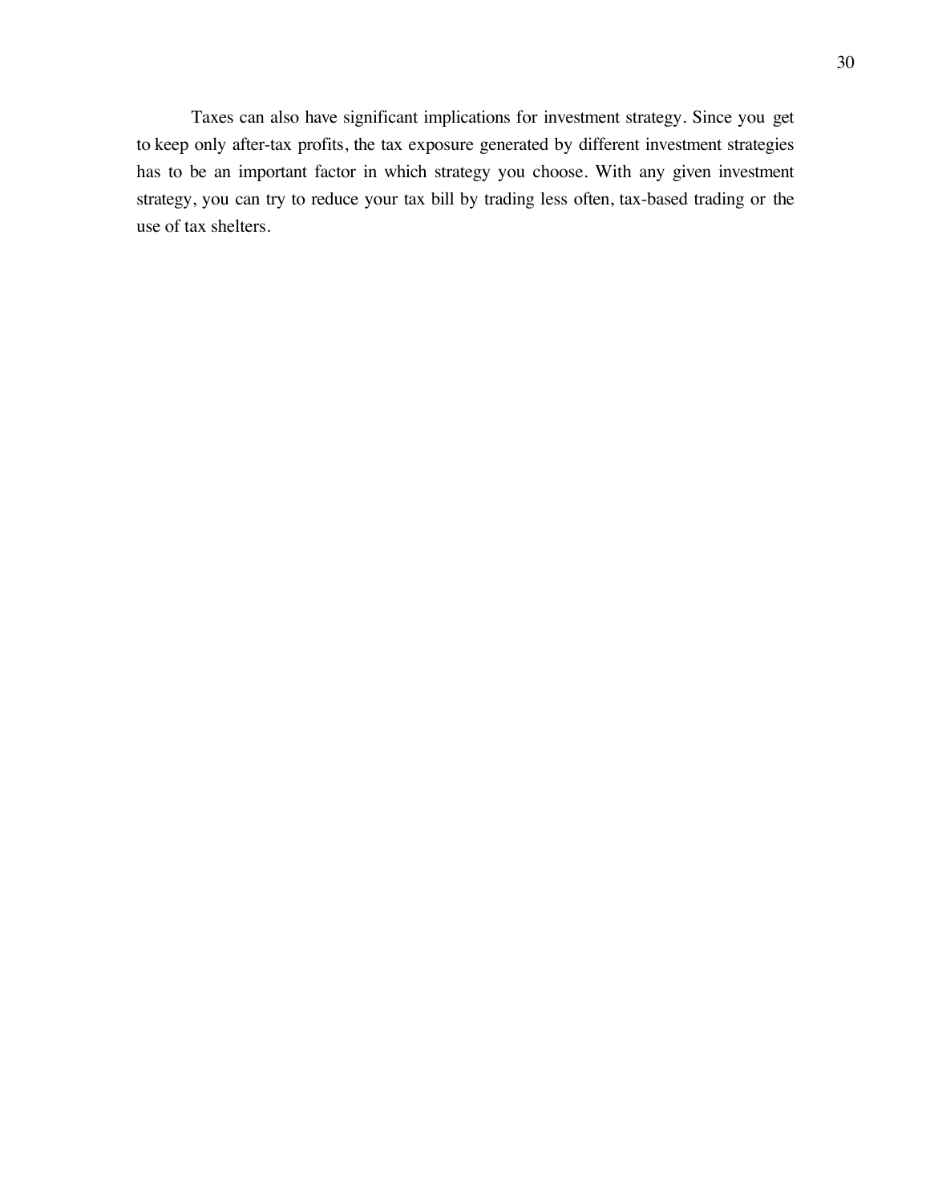Taxes can also have significant implications for investment strategy. Since you get to keep only after-tax profits, the tax exposure generated by different investment strategies has to be an important factor in which strategy you choose. With any given investment strategy, you can try to reduce your tax bill by trading less often, tax-based trading or the use of tax shelters.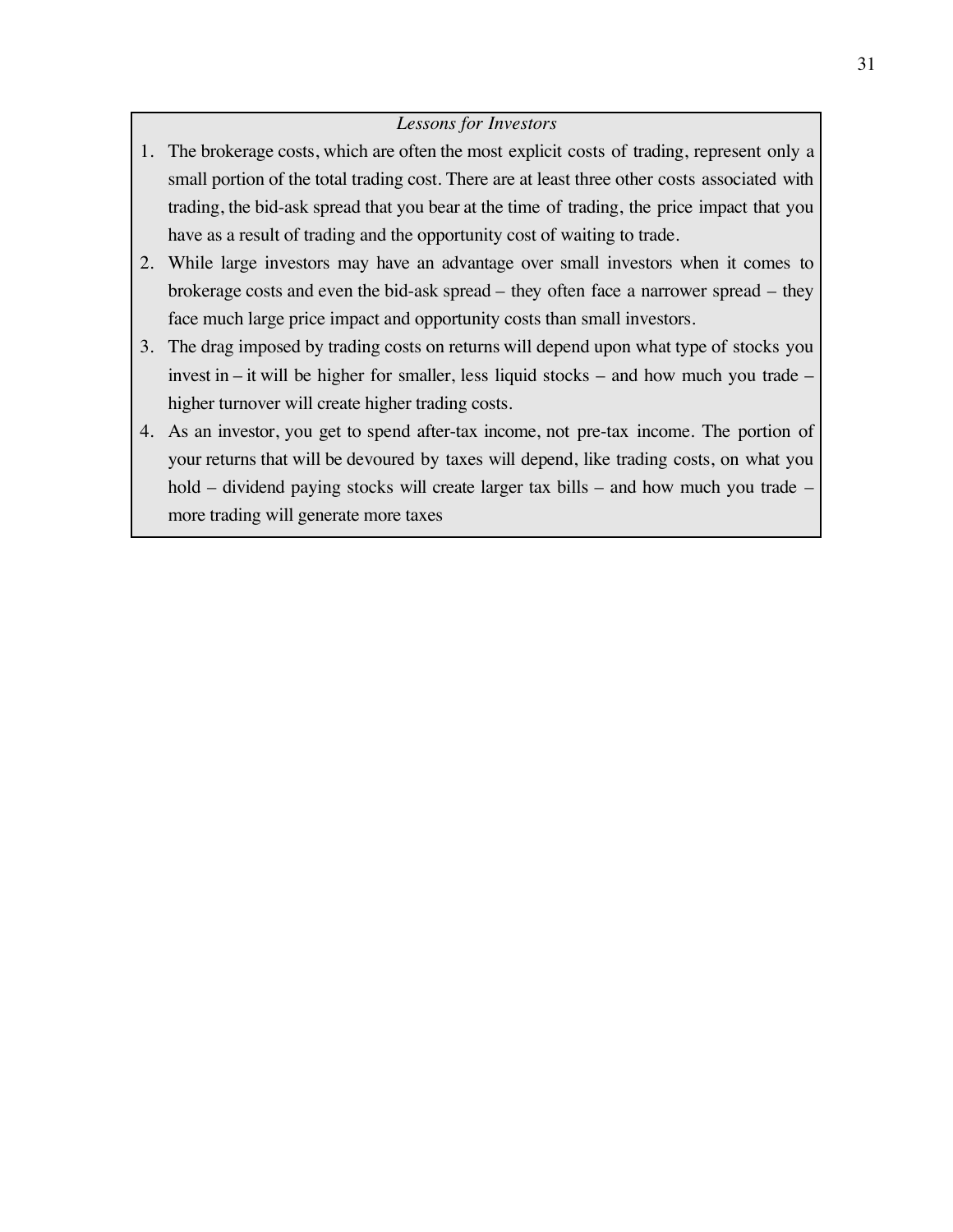*Lessons for Investors*

1. The brokerage costs, which are often the most explicit costs of trading, represent only a small portion of the total trading cost. There are at least three other costs associated with trading, the bid-ask spread that you bear at the time of trading, the price impact that you have as a result of trading and the opportunity cost of waiting to trade.
2. While large investors may have an advantage over small investors when it comes to brokerage costs and even the bid-ask spread – they often face a narrower spread – they face much large price impact and opportunity costs than small investors.
3. The drag imposed by trading costs on returns will depend upon what type of stocks you invest in – it will be higher for smaller, less liquid stocks – and how much you trade – higher turnover will create higher trading costs.
4. As an investor, you get to spend after-tax income, not pre-tax income. The portion of your returns that will be devoured by taxes will depend, like trading costs, on what you hold – dividend paying stocks will create larger tax bills – and how much you trade – more trading will generate more taxes